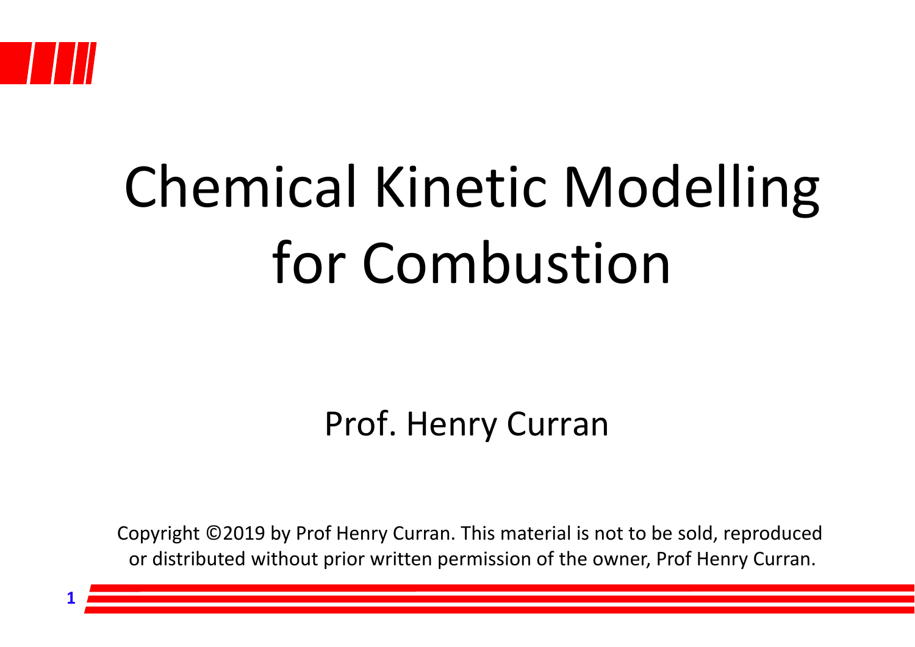# Chemical Kinetic Modelling for Combustion

Prof. Henry Curran

Copyright ©2019 by Prof Henry Curran. This material is not to be sold, reproduced or distributed without prior written permission of the owner, Prof Henry Curran.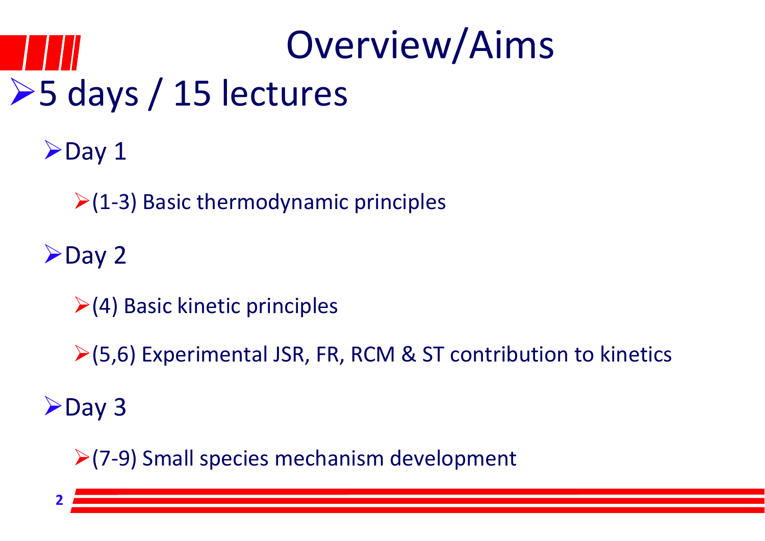# Overview/Aims

- 5 days / 15 lectures
  - Day 1
    - (1-3) Basic thermodynamic principles
  - Day 2
    - (4) Basic kinetic principles
    - (5,6) Experimental JSR, FR, RCM & ST contribution to kinetics
  - Day 3
    - (7-9) Small species mechanism development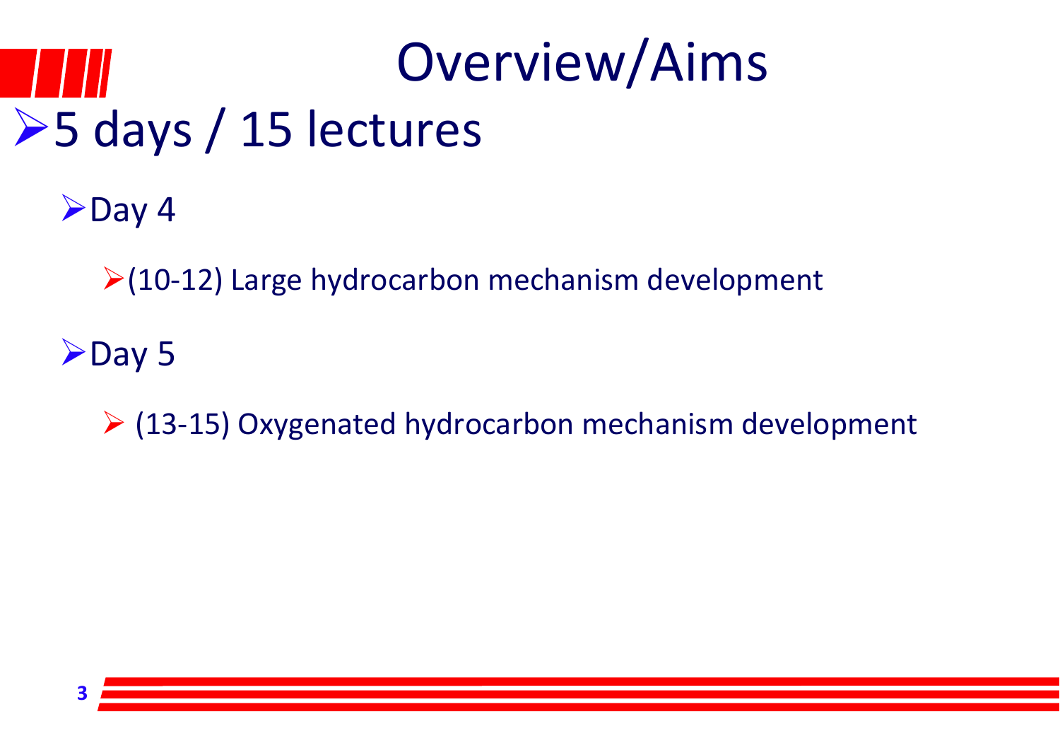# Overview/Aims

- 5 days / 15 lectures
  - Day 4
    - (10-12) Large hydrocarbon mechanism development
  - Day 5
    - (13-15) Oxygenated hydrocarbon mechanism development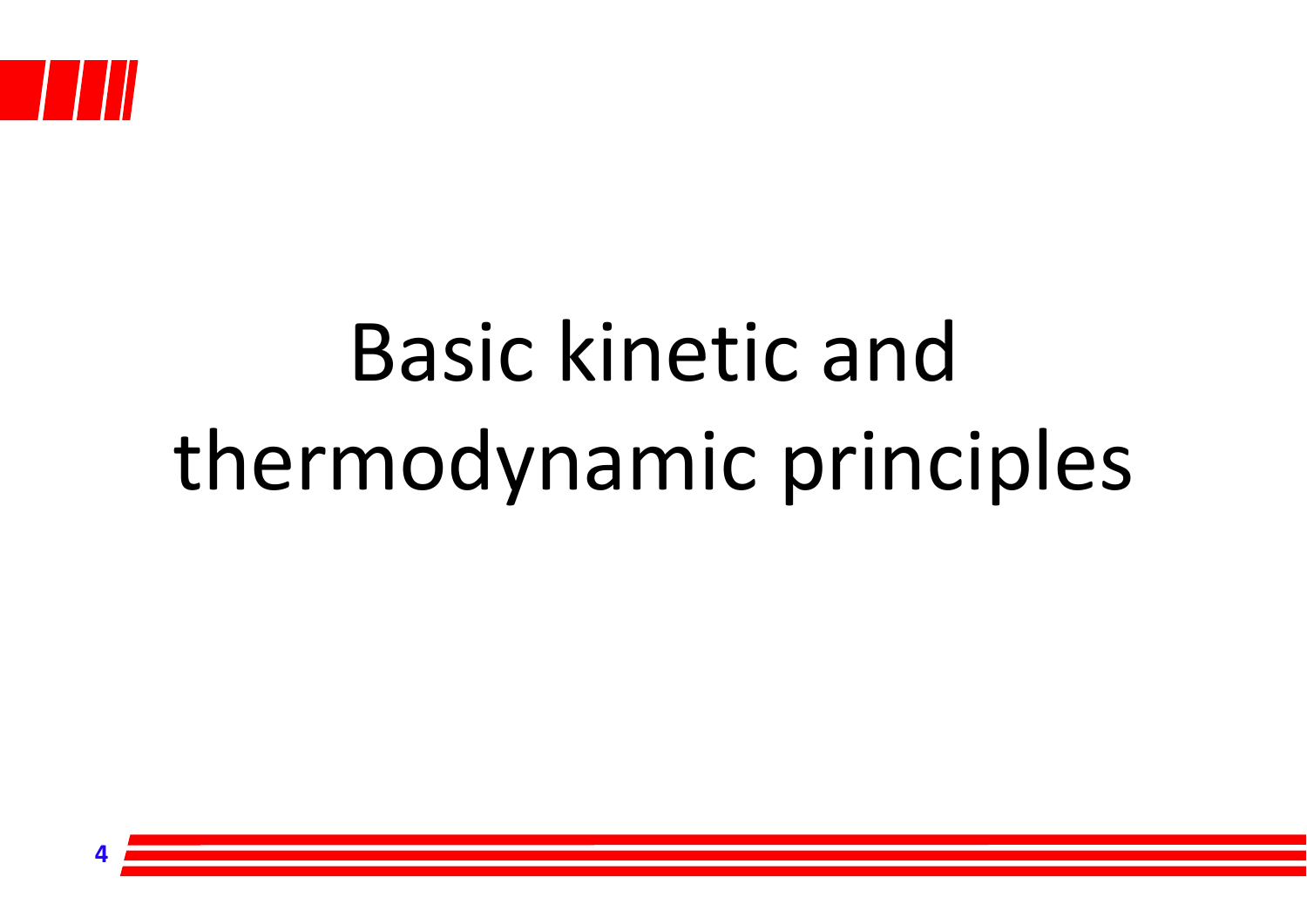# Basic kinetic and thermodynamic principles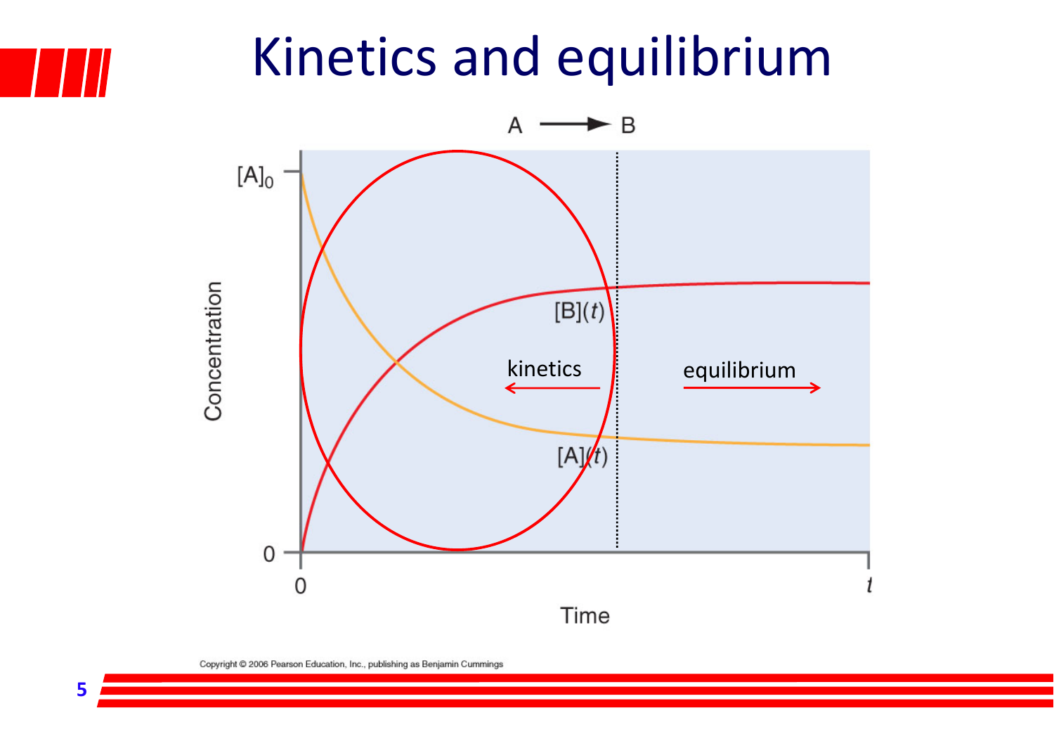# Kinetics and equilibrium

$A \longrightarrow B$

$[A]_0$

Concentration

$[B](t)$

kinetics

equilibrium

$[A](t)$

0

0

$t$

Time

Copyright © 2006 Pearson Education, Inc., publishing as Benjamin Cummings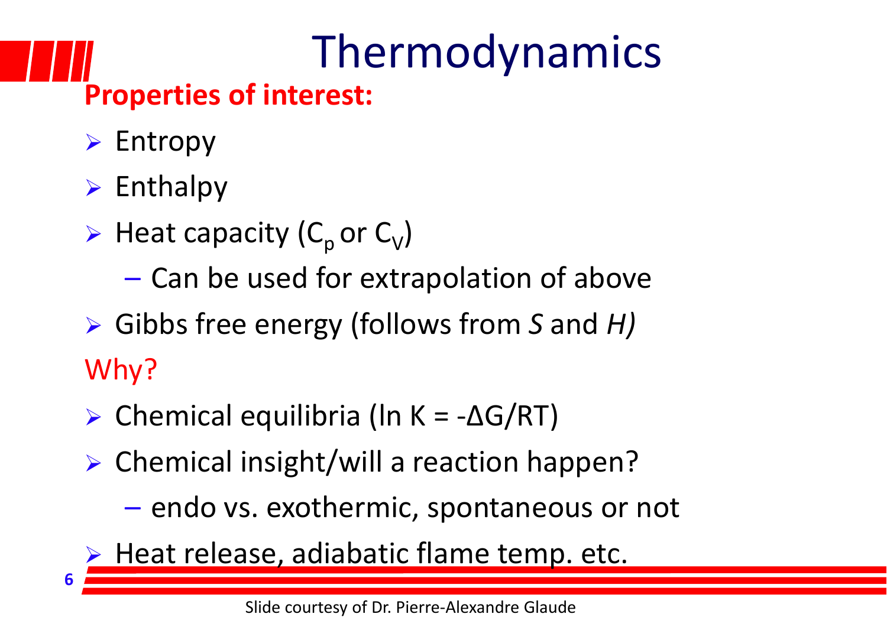# Thermodynamics

**Properties of interest:**

- Entropy
- Enthalpy
- Heat capacity ($C_p$ or $C_V$)
  - Can be used for extrapolation of above
- Gibbs free energy (follows from *S* and *H)*

Why?

- Chemical equilibria ($\ln K = -\Delta G/RT$)
- Chemical insight/will a reaction happen?
  - endo vs. exothermic, spontaneous or not
- Heat release, adiabatic flame temp. etc.

Slide courtesy of Dr. Pierre-Alexandre Glaude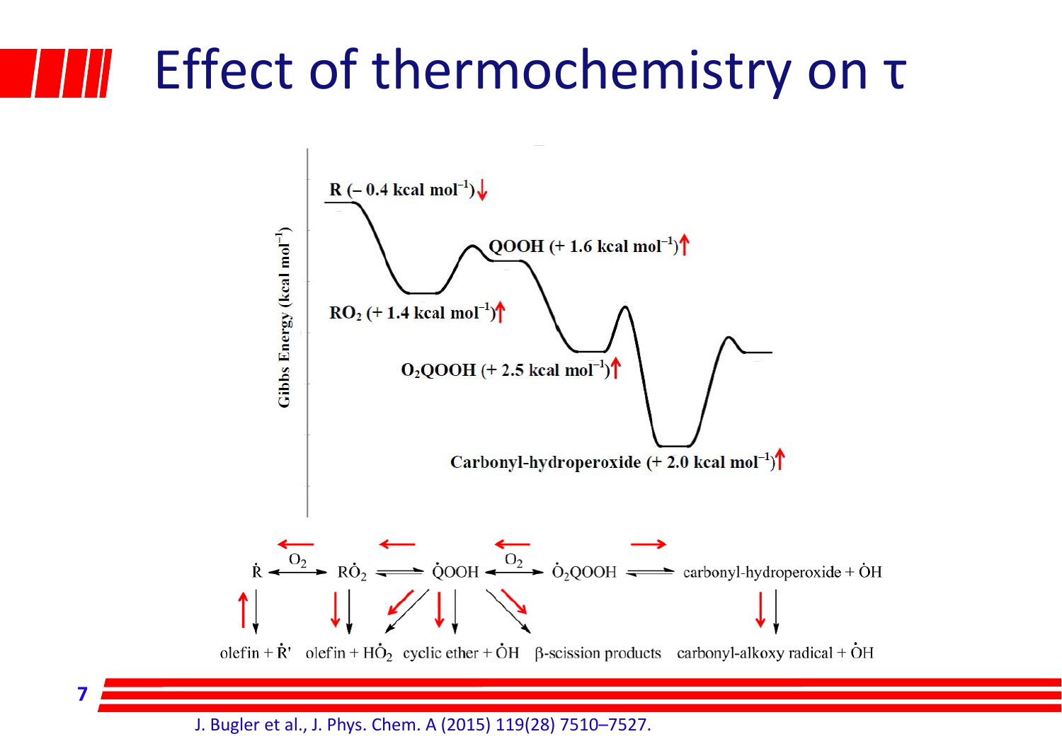# Effect of thermochemistry on τ

Gibbs Energy (kcal mol$^{-1}$)

R (– 0.4 kcal mol$^{-1}$)↓

QOOH (+ 1.6 kcal mol$^{-1}$)↑

RO$_2$ (+ 1.4 kcal mol$^{-1}$)↑

O$_2$QOOH (+ 2.5 kcal mol$^{-1}$)↑

Carbonyl-hydroperoxide (+ 2.0 kcal mol$^{-1}$)↑

$\dot{R} \xleftrightarrow{O_2} R\dot{O}_2 \rightleftharpoons \dot{Q}OOH \xleftrightarrow{O_2} \dot{O}_2QOOH \rightleftharpoons$ carbonyl-hydroperoxide + $\dot{O}H$

olefin + $\dot{R}'$   olefin + $H\dot{O}_2$   cyclic ether + $\dot{O}H$   β-scission products   carbonyl-alkoxy radical + $\dot{O}H$

J. Bugler et al., J. Phys. Chem. A (2015) 119(28) 7510–7527.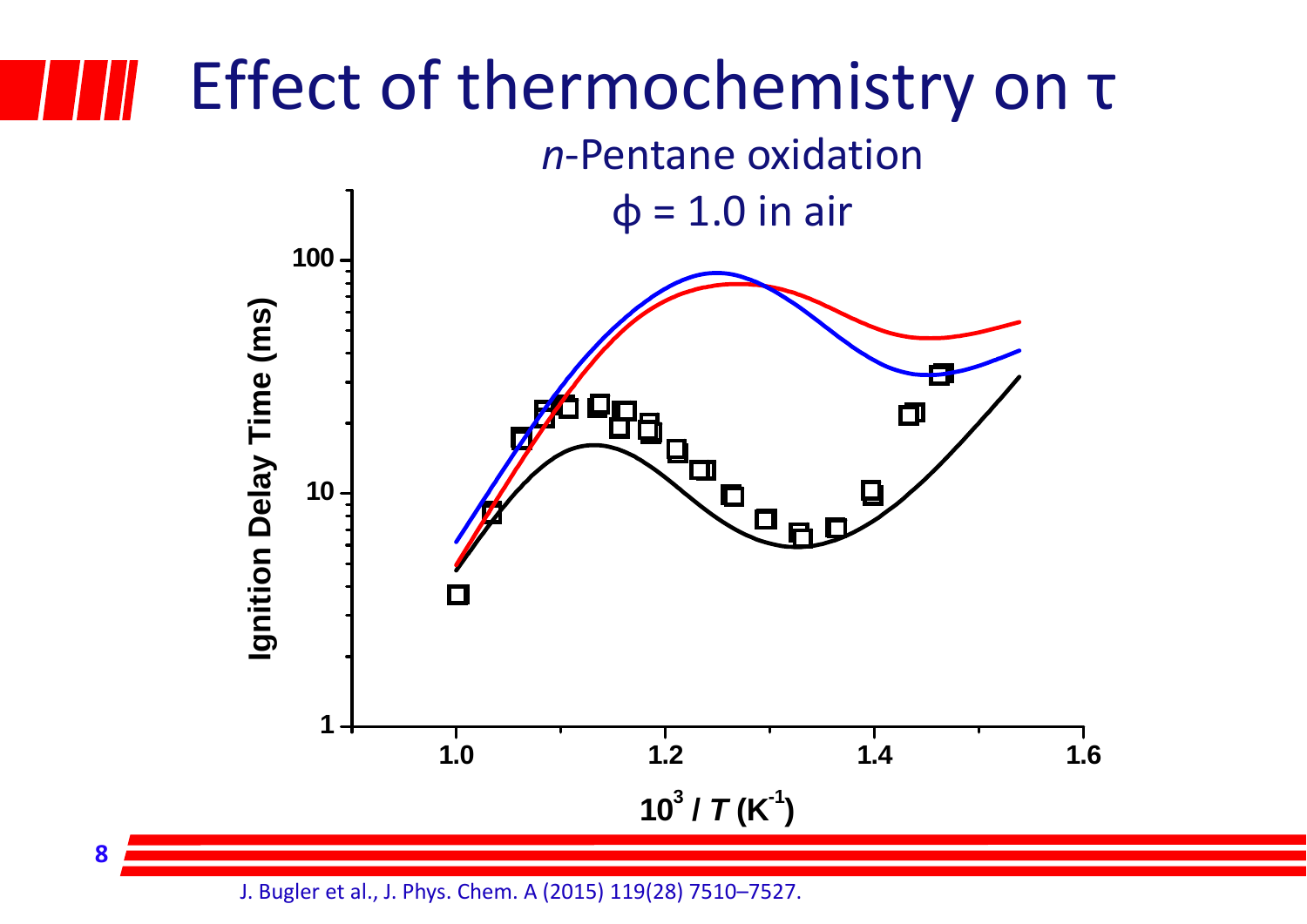# Effect of thermochemistry on τ

*n*-Pentane oxidation

ϕ = 1.0 in air

J. Bugler et al., J. Phys. Chem. A (2015) 119(28) 7510–7527.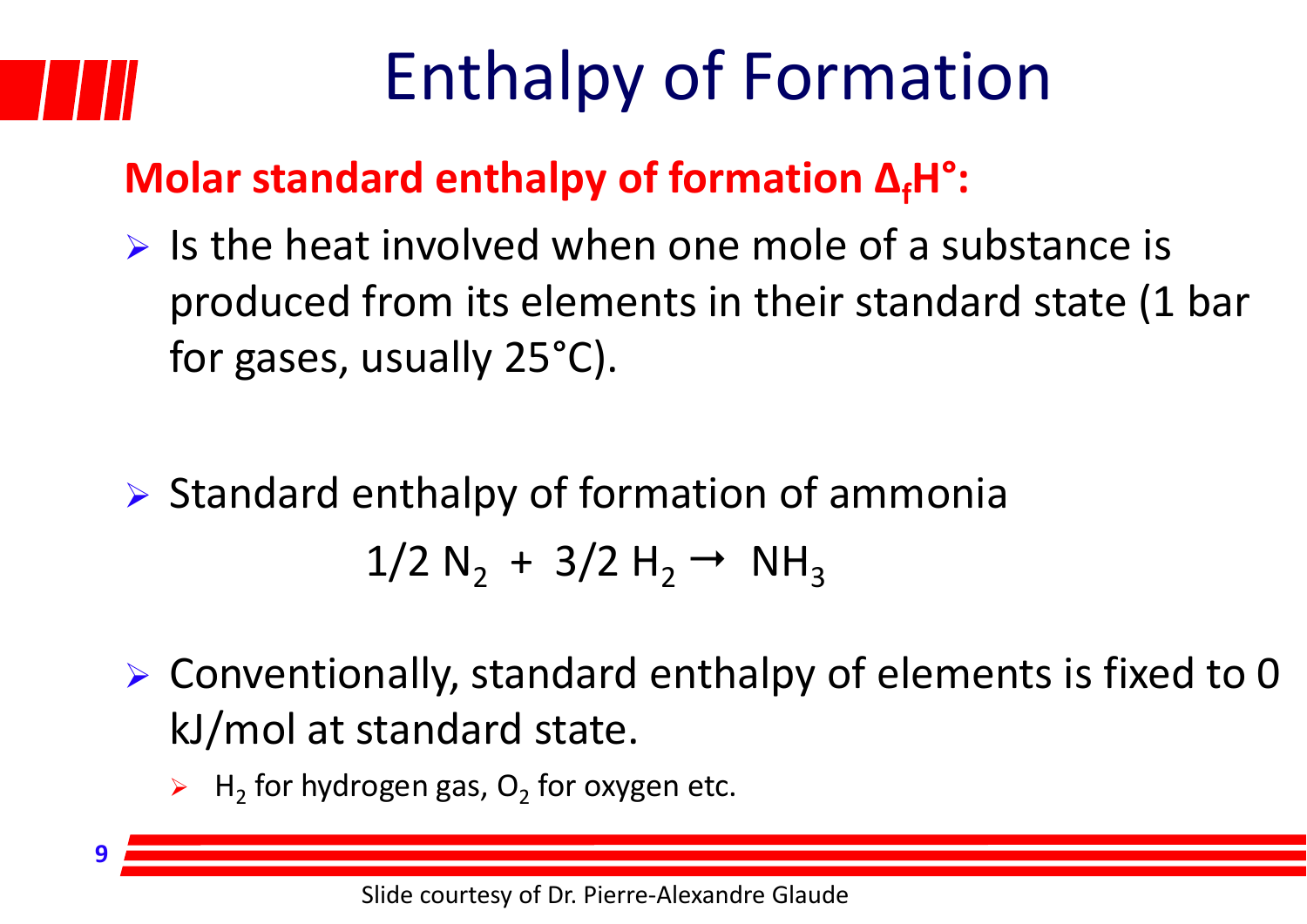# Enthalpy of Formation

**Molar standard enthalpy of formation $\Delta_f H°$:**

- Is the heat involved when one mole of a substance is produced from its elements in their standard state (1 bar for gases, usually 25°C).

- Standard enthalpy of formation of ammonia

$$1/2\ N_2 + 3/2\ H_2 \rightarrow NH_3$$

- Conventionally, standard enthalpy of elements is fixed to 0 kJ/mol at standard state.
  - $H_2$ for hydrogen gas, $O_2$ for oxygen etc.

Slide courtesy of Dr. Pierre-Alexandre Glaude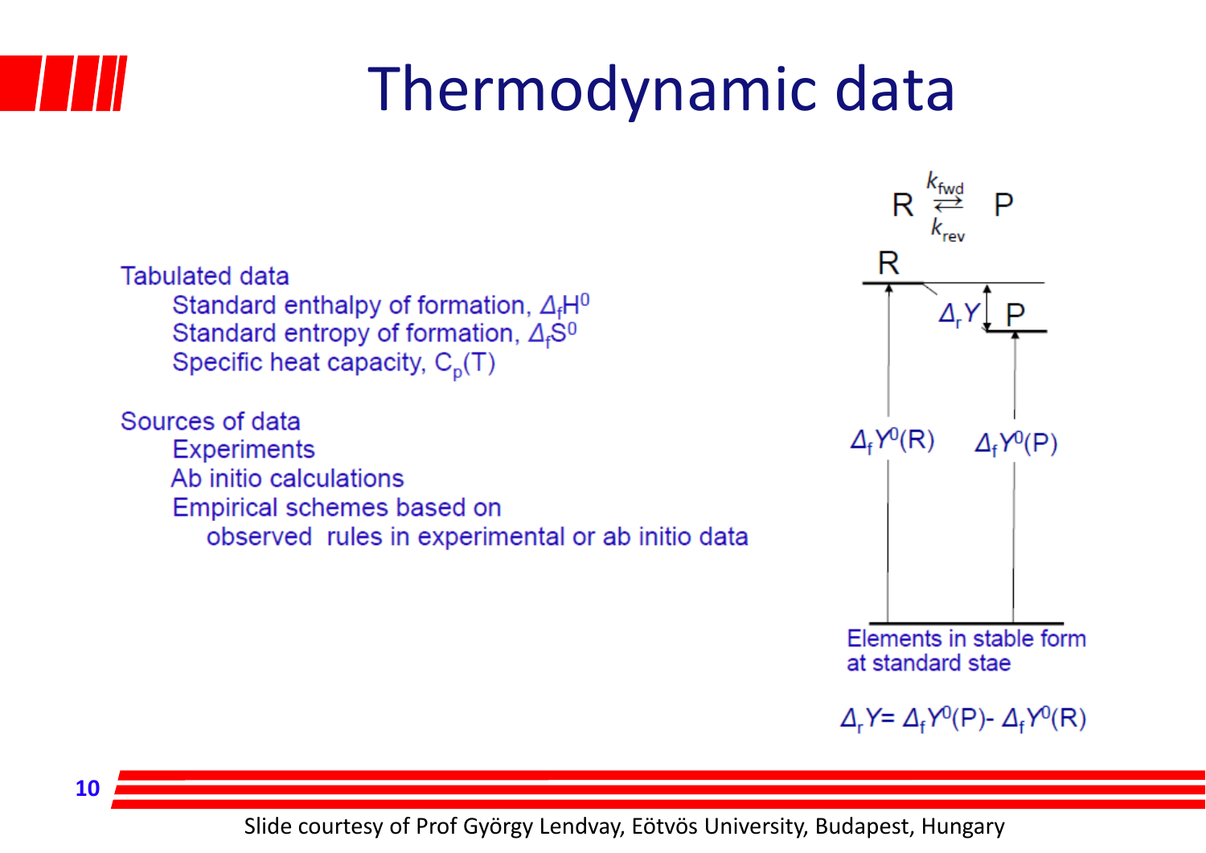# Thermodynamic data

Tabulated data

- Standard enthalpy of formation, $\Delta_f H^0$
- Standard entropy of formation, $\Delta_f S^0$
- Specific heat capacity, $C_p(T)$

Sources of data

- Experiments
- Ab initio calculations
- Empirical schemes based on observed rules in experimental or ab initio data

$$R \underset{k_{rev}}{\overset{k_{fwd}}{\rightleftarrows}} P$$

R

$\Delta_r Y$ P

$\Delta_f Y^0(R)$ $\Delta_f Y^0(P)$

Elements in stable form at standard stae

$$\Delta_r Y = \Delta_f Y^0(P) - \Delta_f Y^0(R)$$

Slide courtesy of Prof György Lendvay, Eötvös University, Budapest, Hungary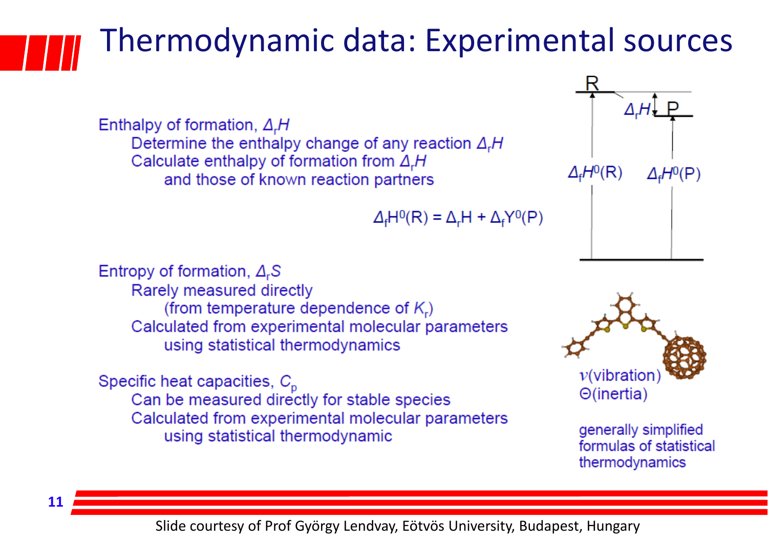# Thermodynamic data: Experimental sources

Enthalpy of formation, $\Delta_r H$

- Determine the enthalpy change of any reaction $\Delta_r H$
- Calculate enthalpy of formation from $\Delta_r H$
  - and those of known reaction partners

$$\Delta_f H^0(R) = \Delta_r H + \Delta_f Y^0(P)$$

R, P, $\Delta_r H$, $\Delta_f H^0(R)$, $\Delta_f H^0(P)$

Entropy of formation, $\Delta_r S$

- Rarely measured directly
  - (from temperature dependence of $K_r$)
- Calculated from experimental molecular parameters
  - using statistical thermodynamics

Specific heat capacities, $C_p$

- Can be measured directly for stable species
- Calculated from experimental molecular parameters
  - using statistical thermodynamic

$\nu$(vibration)
$\Theta$(inertia)

generally simplified formulas of statistical thermodynamics

Slide courtesy of Prof György Lendvay, Eötvös University, Budapest, Hungary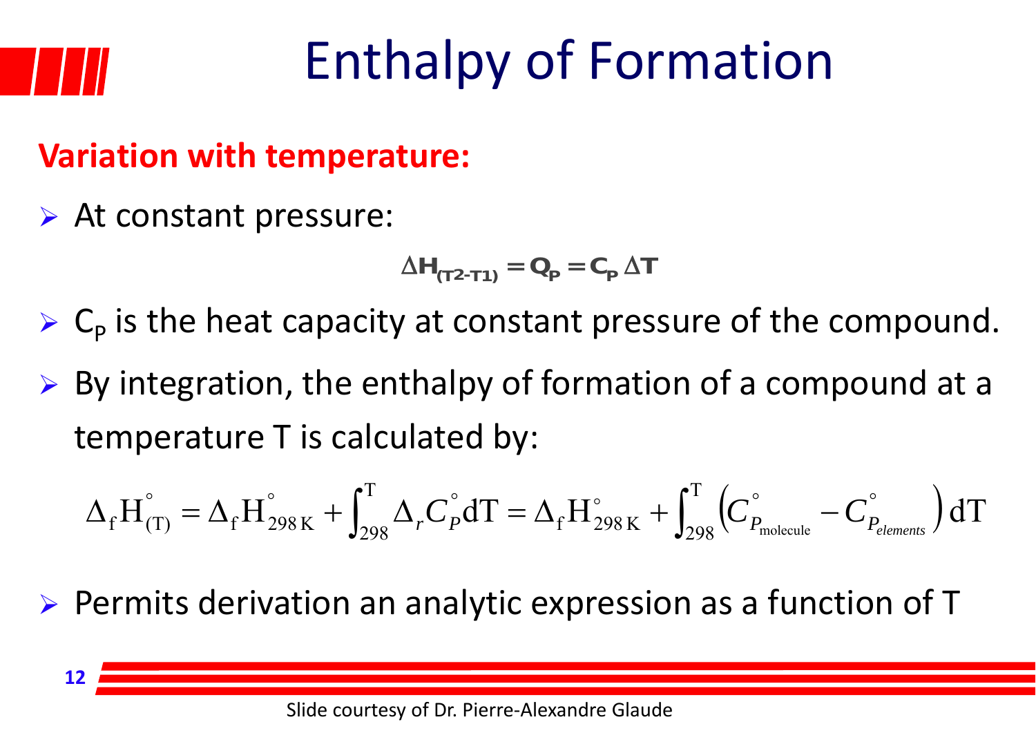# Enthalpy of Formation

**Variation with temperature:**

- At constant pressure:

$$\Delta H_{(T2-T1)} = Q_P = C_P \, \Delta T$$

- $C_P$ is the heat capacity at constant pressure of the compound.
- By integration, the enthalpy of formation of a compound at a temperature T is calculated by:

$$\Delta_f H^{\circ}_{(T)} = \Delta_f H^{\circ}_{298\,K} + \int_{298}^{T} \Delta_r C^{\circ}_{P} \mathrm{d}T = \Delta_f H^{\circ}_{298\,K} + \int_{298}^{T} \left( C^{\circ}_{P_{\text{molecule}}} - C^{\circ}_{P_{elements}} \right) \mathrm{d}T$$

- Permits derivation an analytic expression as a function of T

Slide courtesy of Dr. Pierre-Alexandre Glaude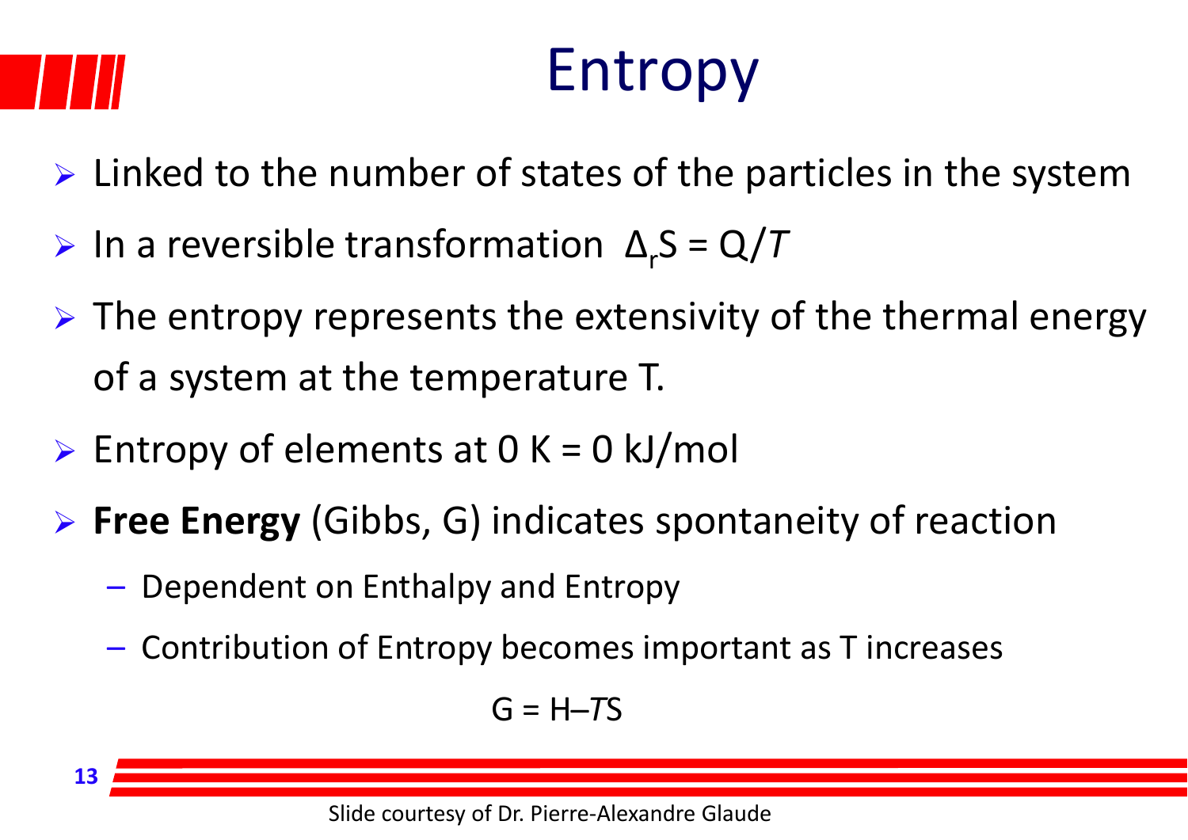# Entropy

- Linked to the number of states of the particles in the system
- In a reversible transformation $\Delta_r S = Q/T$
- The entropy represents the extensivity of the thermal energy of a system at the temperature T.
- Entropy of elements at 0 K = 0 kJ/mol
- **Free Energy** (Gibbs, G) indicates spontaneity of reaction
  - Dependent on Enthalpy and Entropy
  - Contribution of Entropy becomes important as T increases

$$G = H - TS$$

Slide courtesy of Dr. Pierre-Alexandre Glaude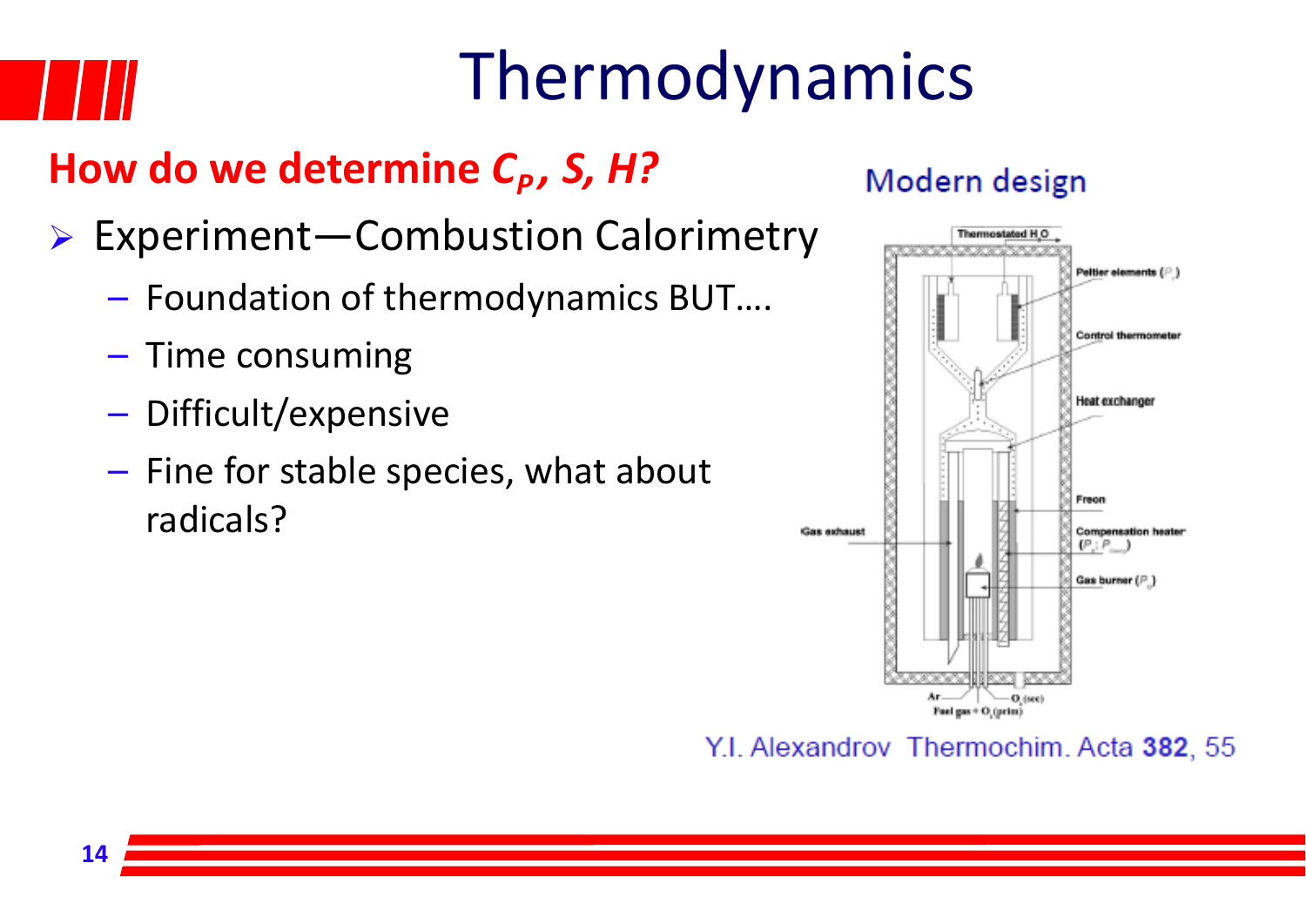# Thermodynamics

**How do we determine $C_P$, $S$, $H$?**

- Experiment—Combustion Calorimetry
  - Foundation of thermodynamics BUT….
  - Time consuming
  - Difficult/expensive
  - Fine for stable species, what about radicals?

Modern design

Thermostated $H_2O$

Peltier elements ($P_p$)

Control thermometer

Heat exchanger

Freon

Gas exhaust

Compensation heater ($P_c$; $P_{comp}$)

Gas burner ($P_g$)

Ar

$O_2$(sec)

Fuel gas + $O_2$(prim)

Y.I. Alexandrov Thermochim. Acta **382**, 55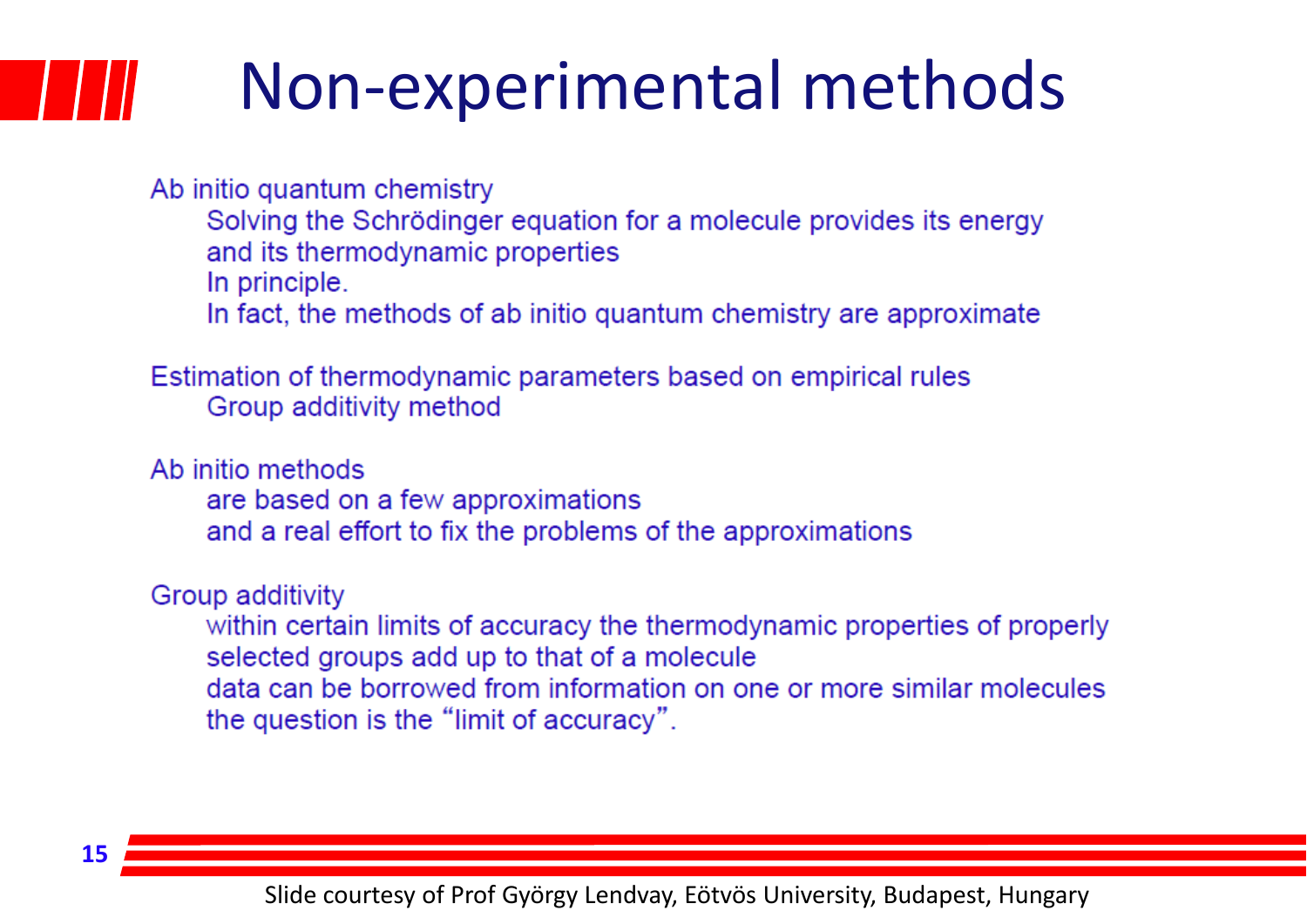# Non-experimental methods

Ab initio quantum chemistry

- Solving the Schrödinger equation for a molecule provides its energy and its thermodynamic properties
- In principle.
- In fact, the methods of ab initio quantum chemistry are approximate

Estimation of thermodynamic parameters based on empirical rules

- Group additivity method

Ab initio methods

- are based on a few approximations
- and a real effort to fix the problems of the approximations

Group additivity

- within certain limits of accuracy the thermodynamic properties of properly selected groups add up to that of a molecule
- data can be borrowed from information on one or more similar molecules
- the question is the "limit of accuracy".

Slide courtesy of Prof György Lendvay, Eötvös University, Budapest, Hungary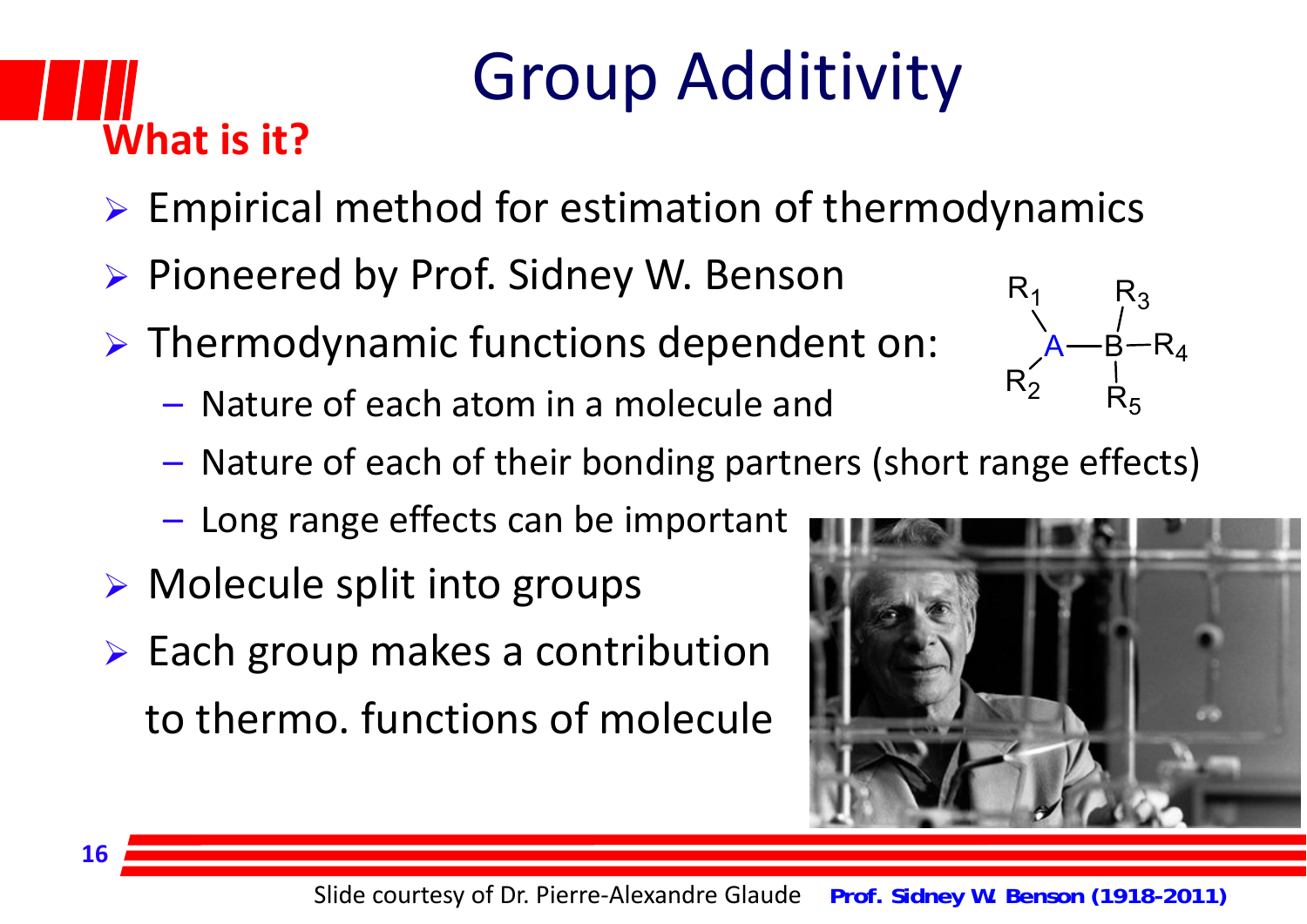# Group Additivity

## What is it?

- Empirical method for estimation of thermodynamics
- Pioneered by Prof. Sidney W. Benson
- Thermodynamic functions dependent on:
  - Nature of each atom in a molecule and
  - Nature of each of their bonding partners (short range effects)
  - Long range effects can be important
- Molecule split into groups
- Each group makes a contribution to thermo. functions of molecule

Slide courtesy of Dr. Pierre-Alexandre Glaude

**Prof. Sidney W. Benson (1918-2011)**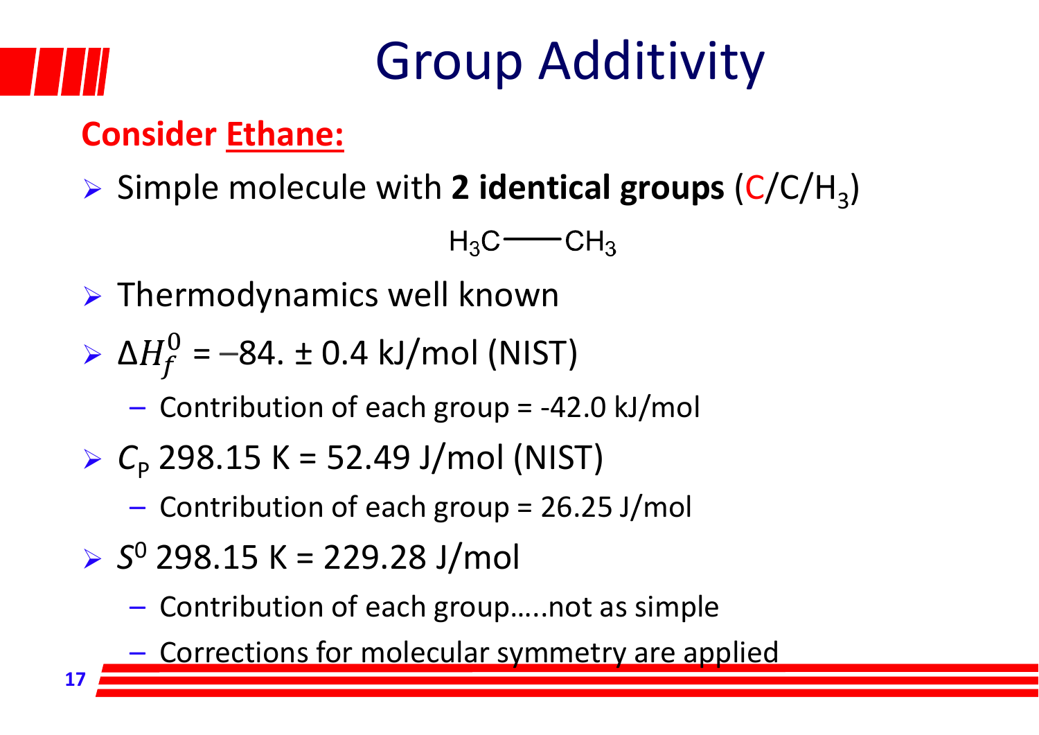# Group Additivity

**Consider Ethane:**

- Simple molecule with **2 identical groups** (C/C/$H_3$)

$$H_3C—CH_3$$

- Thermodynamics well known
- $\Delta H_f^0$ = −84. ± 0.4 kJ/mol (NIST)
  - Contribution of each group = -42.0 kJ/mol
- $C_P$ 298.15 K = 52.49 J/mol (NIST)
  - Contribution of each group = 26.25 J/mol
- $S^0$ 298.15 K = 229.28 J/mol
  - Contribution of each group…..not as simple
  - Corrections for molecular symmetry are applied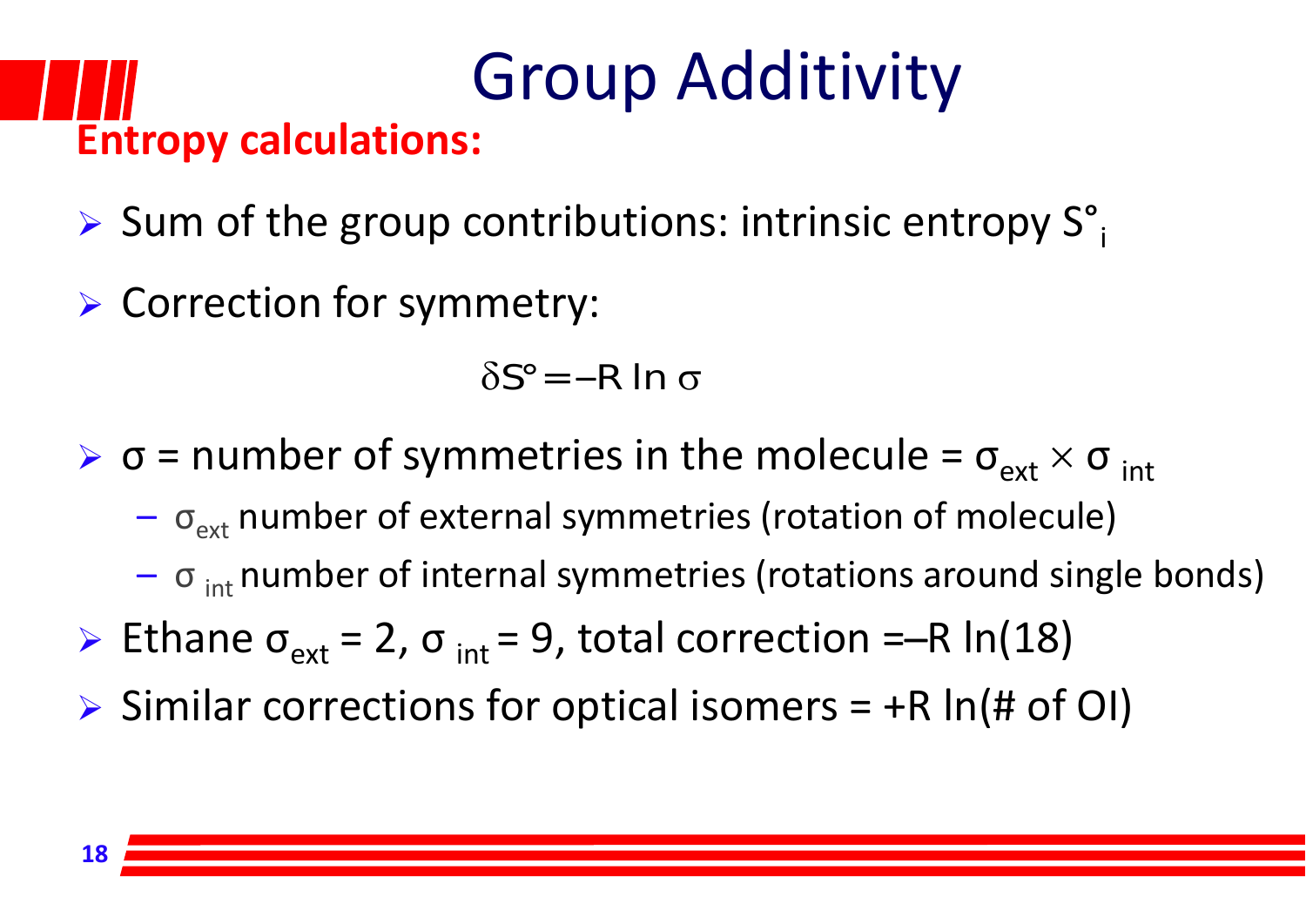# Group Additivity

**Entropy calculations:**

- Sum of the group contributions: intrinsic entropy $S^\circ_i$
- Correction for symmetry:

$$\delta S^\circ = -R \ln \sigma$$

- $\sigma$ = number of symmetries in the molecule = $\sigma_{ext} \times \sigma_{int}$
  - $\sigma_{ext}$ number of external symmetries (rotation of molecule)
  - $\sigma_{int}$ number of internal symmetries (rotations around single bonds)
- Ethane $\sigma_{ext} = 2$, $\sigma_{int} = 9$, total correction $= -R \ln(18)$
- Similar corrections for optical isomers = $+R \ln(\text{\# of OI})$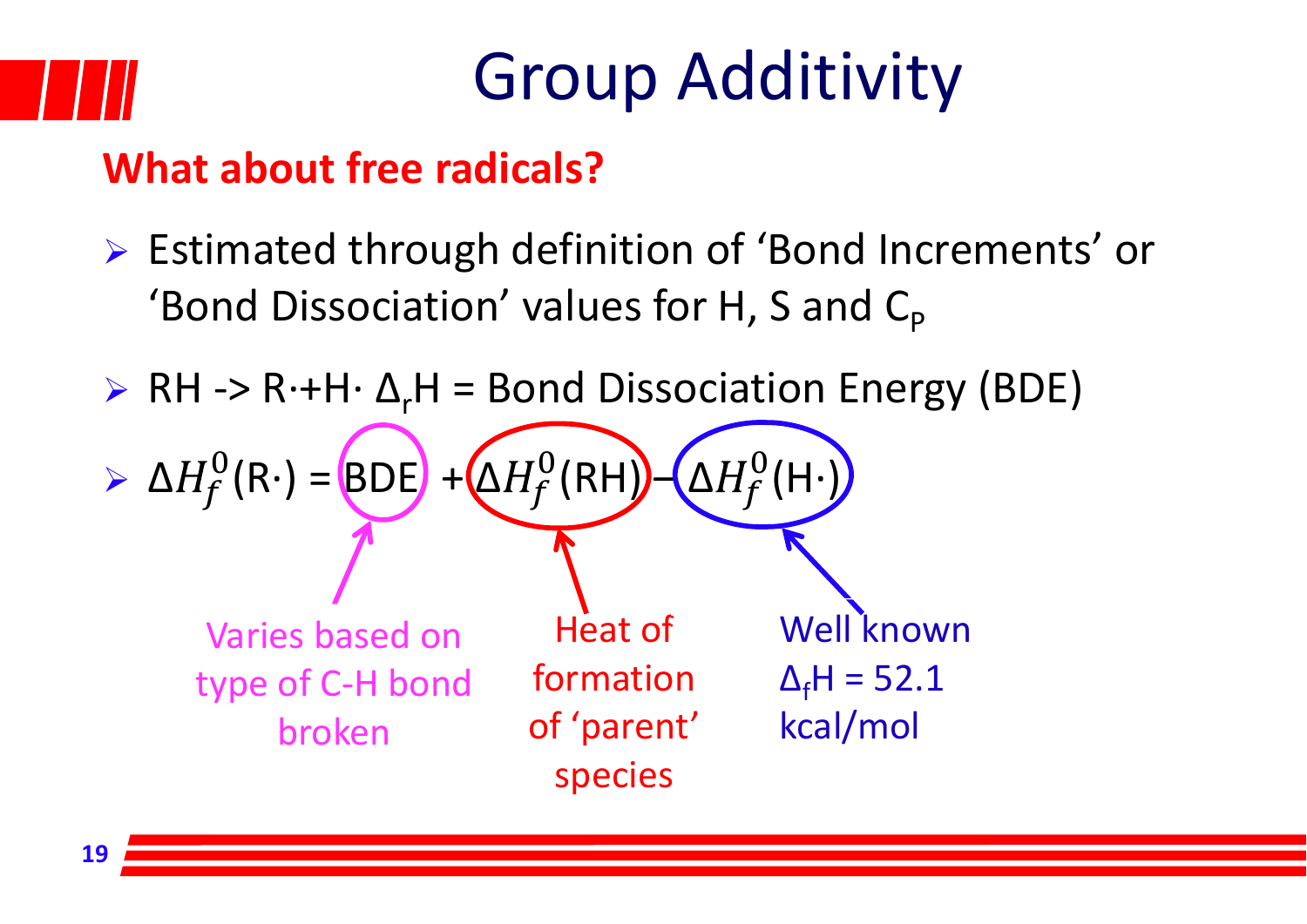# Group Additivity

**What about free radicals?**

- Estimated through definition of 'Bond Increments' or 'Bond Dissociation' values for H, S and $C_P$
- RH -> R·+H· $\Delta_r H$ = Bond Dissociation Energy (BDE)
- $\Delta H_f^0(\text{R}\cdot) = \text{BDE} + \Delta H_f^0(\text{RH}) - \Delta H_f^0(\text{H}\cdot)$

BDE: Varies based on type of C-H bond broken

$\Delta H_f^0(\text{RH})$: Heat of formation of 'parent' species

$\Delta H_f^0(\text{H}\cdot)$: Well known $\Delta_f H$ = 52.1 kcal/mol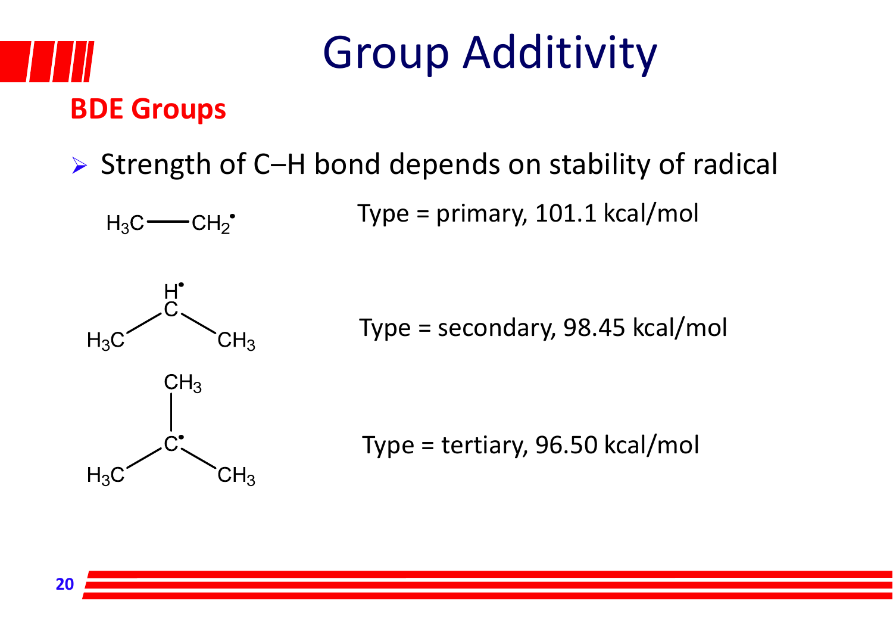# Group Additivity

## BDE Groups

- Strength of C–H bond depends on stability of radical

$H_3C—CH_2^{\bullet}$ Type = primary, 101.1 kcal/mol

$(CH_3)_2CH^{\bullet}$ Type = secondary, 98.45 kcal/mol

$(CH_3)_3C^{\bullet}$ Type = tertiary, 96.50 kcal/mol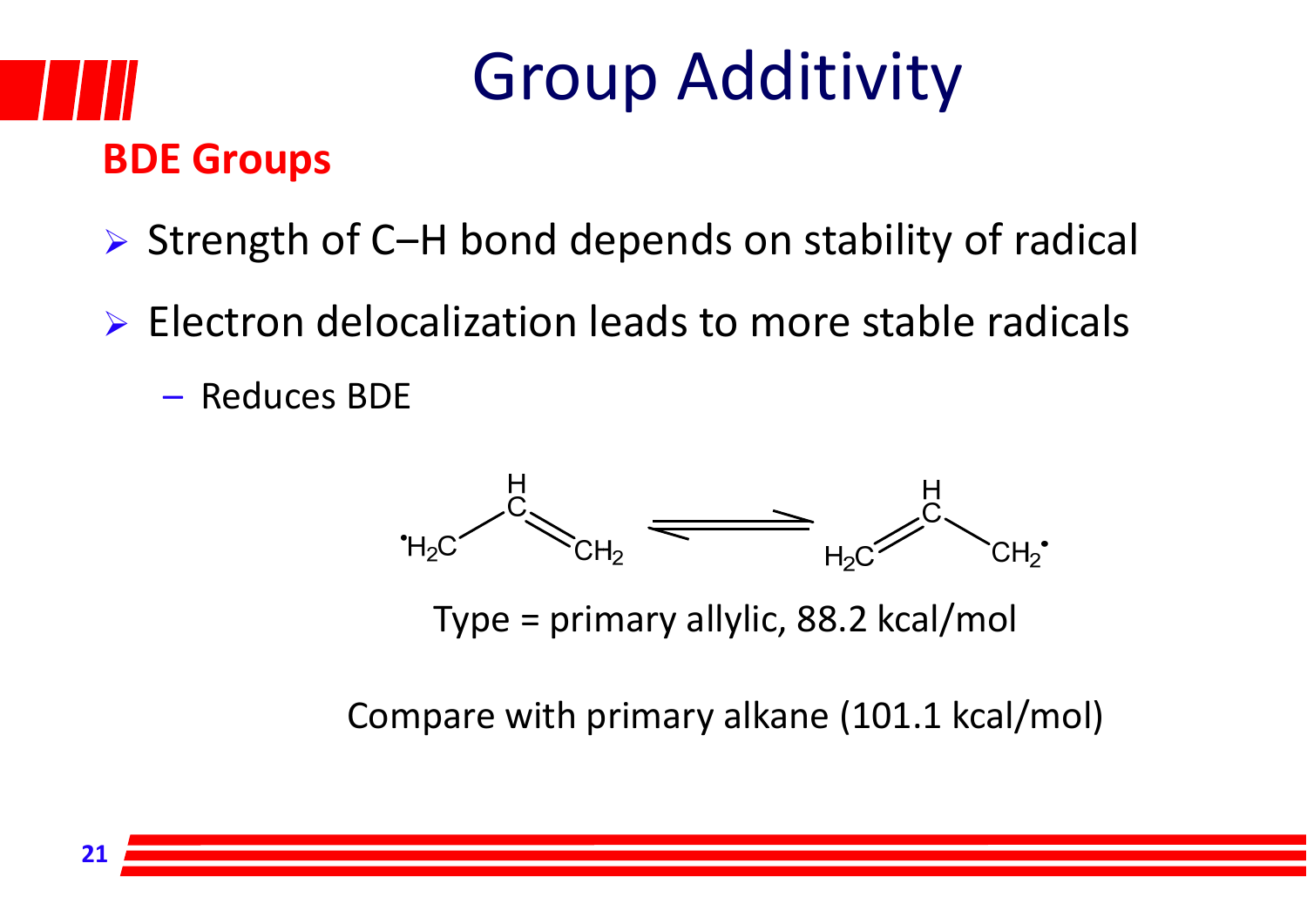# Group Additivity

## BDE Groups

- Strength of C–H bond depends on stability of radical
- Electron delocalization leads to more stable radicals
  - Reduces BDE

$$\cdot H_2C{-}CH{=}CH_2 \rightleftharpoons H_2C{=}CH{-}CH_2\cdot$$

Type = primary allylic, 88.2 kcal/mol

Compare with primary alkane (101.1 kcal/mol)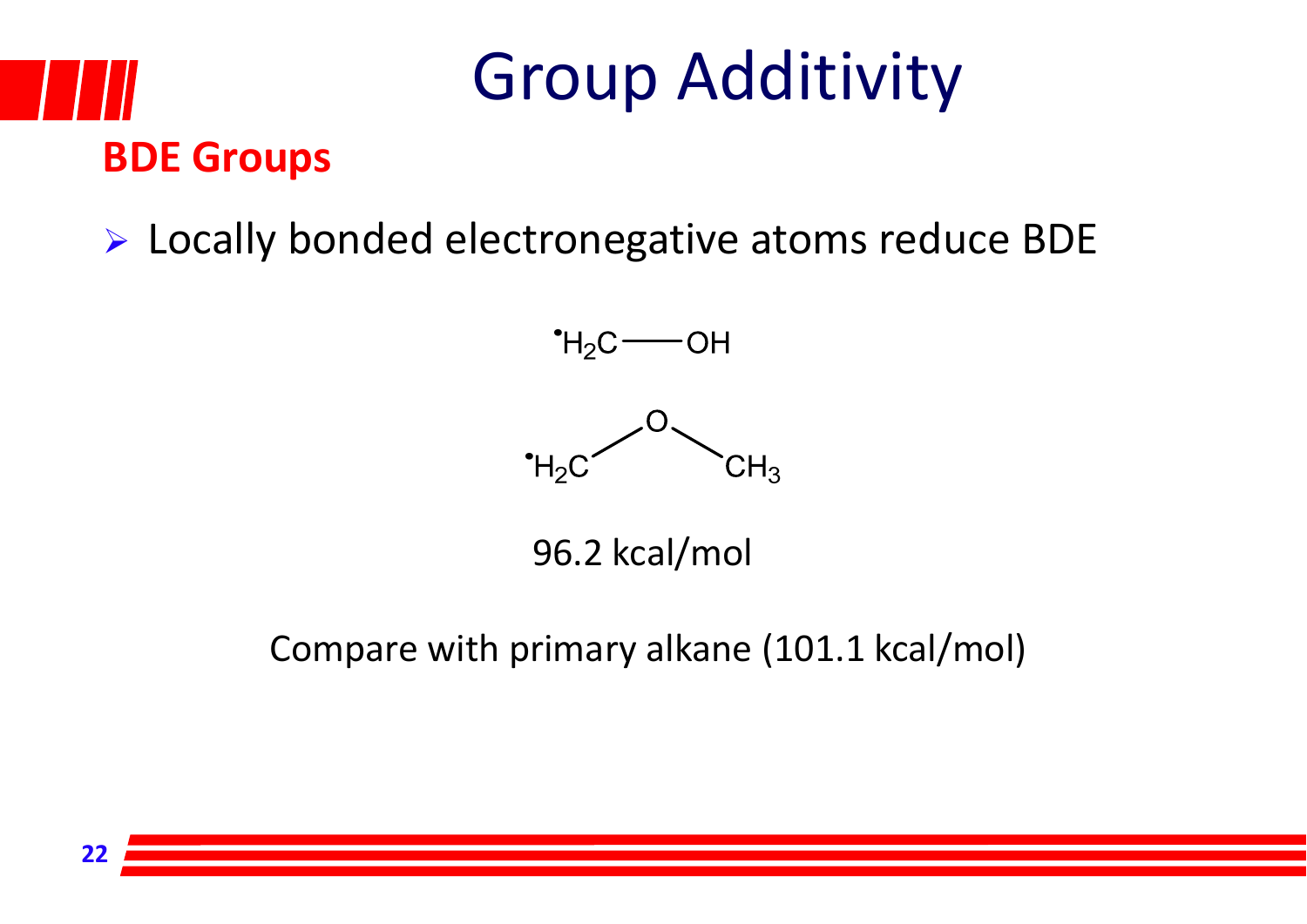# Group Additivity

## BDE Groups

- Locally bonded electronegative atoms reduce BDE

$^{\bullet}H_2C$—OH

$^{\bullet}H_2C$—O—$CH_3$

96.2 kcal/mol

Compare with primary alkane (101.1 kcal/mol)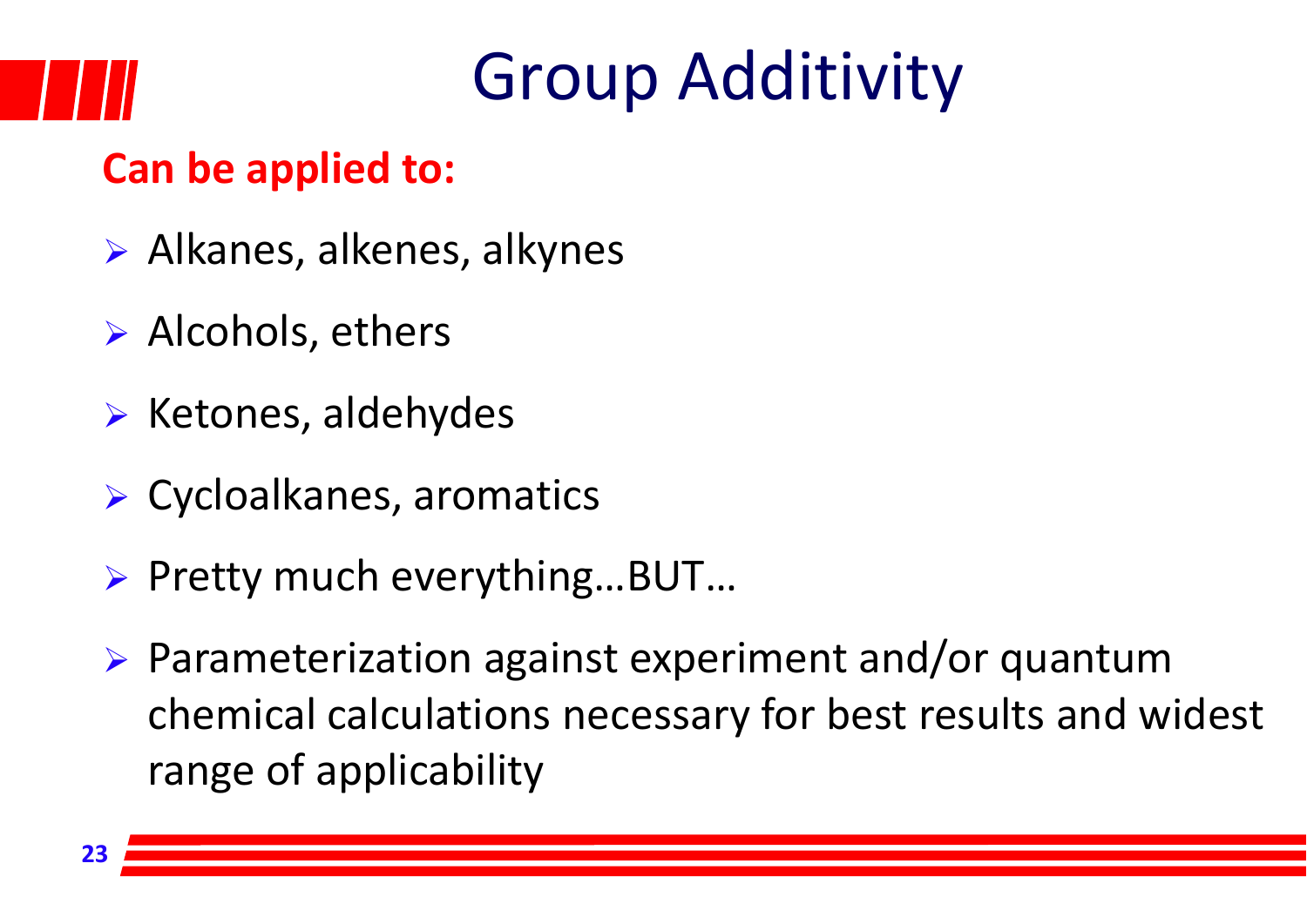# Group Additivity

**Can be applied to:**

- Alkanes, alkenes, alkynes
- Alcohols, ethers
- Ketones, aldehydes
- Cycloalkanes, aromatics
- Pretty much everything…BUT…
- Parameterization against experiment and/or quantum chemical calculations necessary for best results and widest range of applicability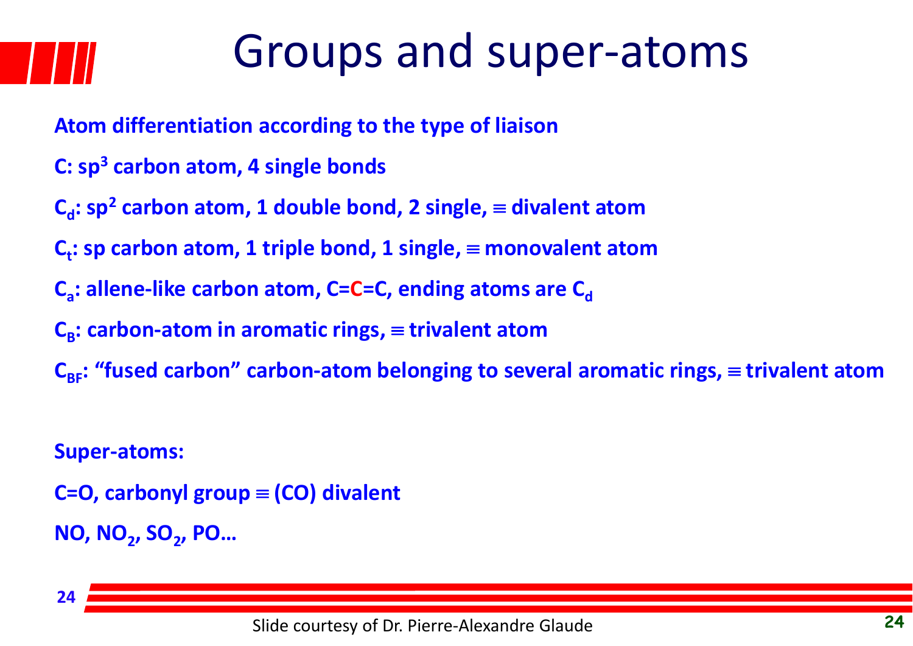# Groups and super-atoms

**Atom differentiation according to the type of liaison**

**C: $sp^3$ carbon atom, 4 single bonds**

**$C_d$: $sp^2$ carbon atom, 1 double bond, 2 single, ≡ divalent atom**

**$C_t$: sp carbon atom, 1 triple bond, 1 single, ≡ monovalent atom**

**$C_a$: allene-like carbon atom, C=C=C, ending atoms are $C_d$**

**$C_B$: carbon-atom in aromatic rings, ≡ trivalent atom**

**$C_{BF}$: "fused carbon" carbon-atom belonging to several aromatic rings, ≡ trivalent atom**

**Super-atoms:**

**C=O, carbonyl group ≡ (CO) divalent**

**NO, $NO_2$, $SO_2$, PO…**

Slide courtesy of Dr. Pierre-Alexandre Glaude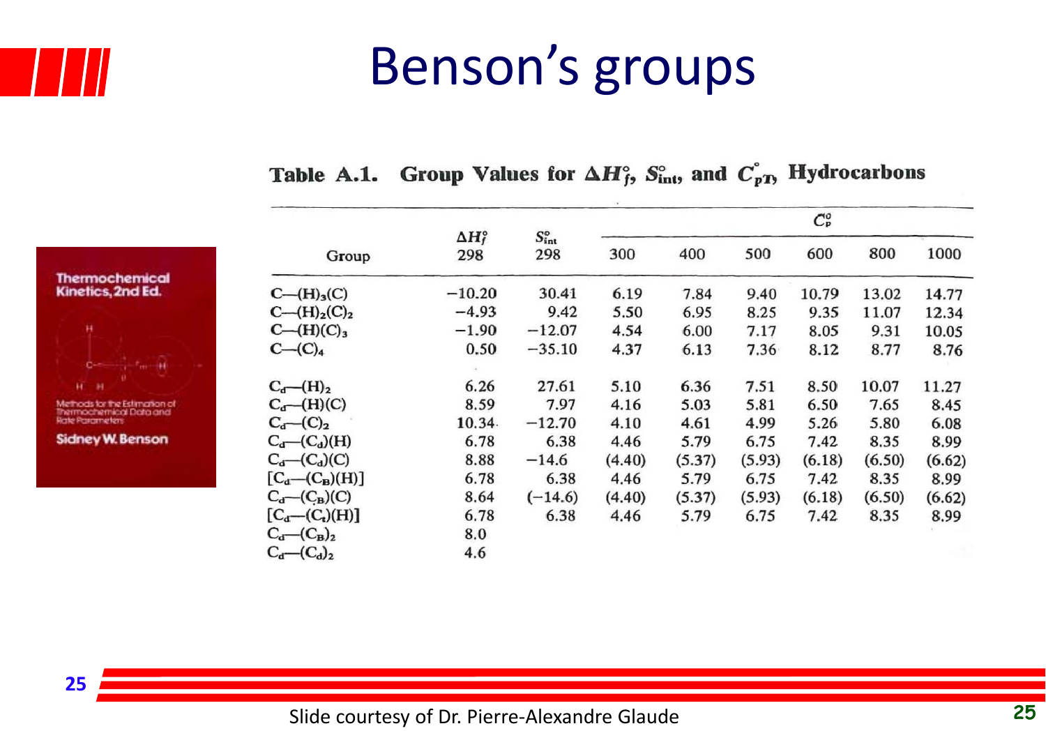# Benson's groups

**Table A.1. Group Values for $\Delta H_f^\circ$, $S_{int}^\circ$, and $C_{pT}^\circ$ Hydrocarbons**

| Group | $\Delta H_f^\circ$ 298 | $S_{int}^\circ$ 298 | $C_p^\circ$ 300 | 400 | 500 | 600 | 800 | 1000 |
|---|---|---|---|---|---|---|---|---|
| C—(H)$_3$(C) | −10.20 | 30.41 | 6.19 | 7.84 | 9.40 | 10.79 | 13.02 | 14.77 |
| C—(H)$_2$(C)$_2$ | −4.93 | 9.42 | 5.50 | 6.95 | 8.25 | 9.35 | 11.07 | 12.34 |
| C—(H)(C)$_3$ | −1.90 | −12.07 | 4.54 | 6.00 | 7.17 | 8.05 | 9.31 | 10.05 |
| C—(C)$_4$ | 0.50 | −35.10 | 4.37 | 6.13 | 7.36 | 8.12 | 8.77 | 8.76 |
| $C_d$—(H)$_2$ | 6.26 | 27.61 | 5.10 | 6.36 | 7.51 | 8.50 | 10.07 | 11.27 |
| $C_d$—(H)(C) | 8.59 | 7.97 | 4.16 | 5.03 | 5.81 | 6.50 | 7.65 | 8.45 |
| $C_d$—(C)$_2$ | 10.34 | −12.70 | 4.10 | 4.61 | 4.99 | 5.26 | 5.80 | 6.08 |
| $C_d$—($C_d$)(H) | 6.78 | 6.38 | 4.46 | 5.79 | 6.75 | 7.42 | 8.35 | 8.99 |
| $C_d$—($C_d$)(C) | 8.88 | −14.6 | (4.40) | (5.37) | (5.93) | (6.18) | (6.50) | (6.62) |
| [$C_d$—($C_B$)(H)] | 6.78 | 6.38 | 4.46 | 5.79 | 6.75 | 7.42 | 8.35 | 8.99 |
| $C_d$—($C_B$)(C) | 8.64 | (−14.6) | (4.40) | (5.37) | (5.93) | (6.18) | (6.50) | (6.62) |
| [$C_d$—($C_t$)(H)] | 6.78 | 6.38 | 4.46 | 5.79 | 6.75 | 7.42 | 8.35 | 8.99 |
| $C_d$—($C_B$)$_2$ | 8.0 | | | | | | | |
| $C_d$—($C_d$)$_2$ | 4.6 | | | | | | | |

Thermochemical Kinetics, 2nd Ed.

Methods for the Estimation of Thermochemical Data and Rate Parameters

Sidney W. Benson

Slide courtesy of Dr. Pierre-Alexandre Glaude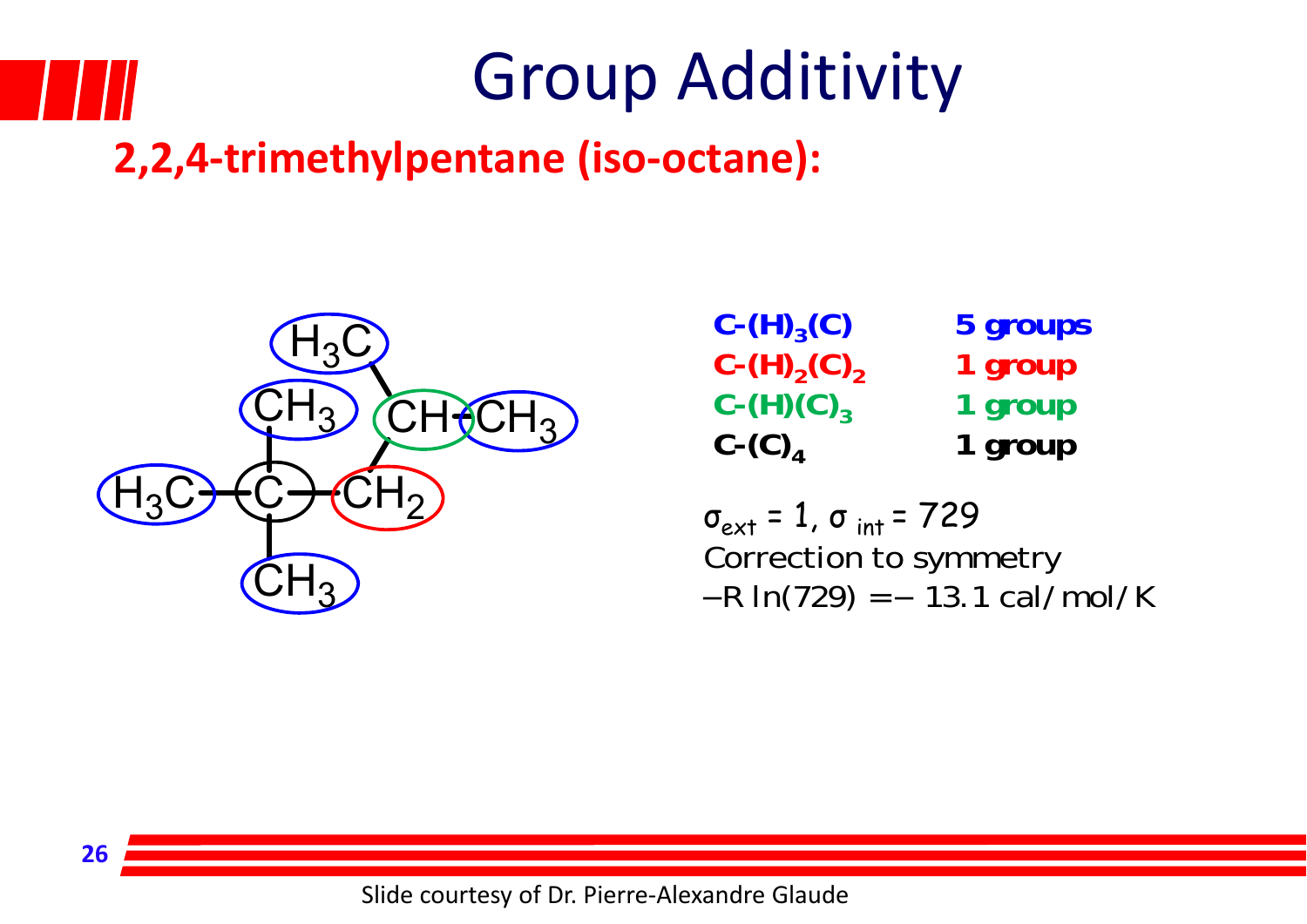# Group Additivity

## 2,2,4-trimethylpentane (iso-octane):

| Group | Count |
|---|---|
| $C-(H)_3(C)$ | 5 groups |
| $C-(H)_2(C)_2$ | 1 group |
| $C-(H)(C)_3$ | 1 group |
| $C-(C)_4$ | 1 group |

$\sigma_{ext} = 1$, $\sigma_{int} = 729$

Correction to symmetry

$-R\ln(729) = -13.1$ cal/mol/K

Slide courtesy of Dr. Pierre-Alexandre Glaude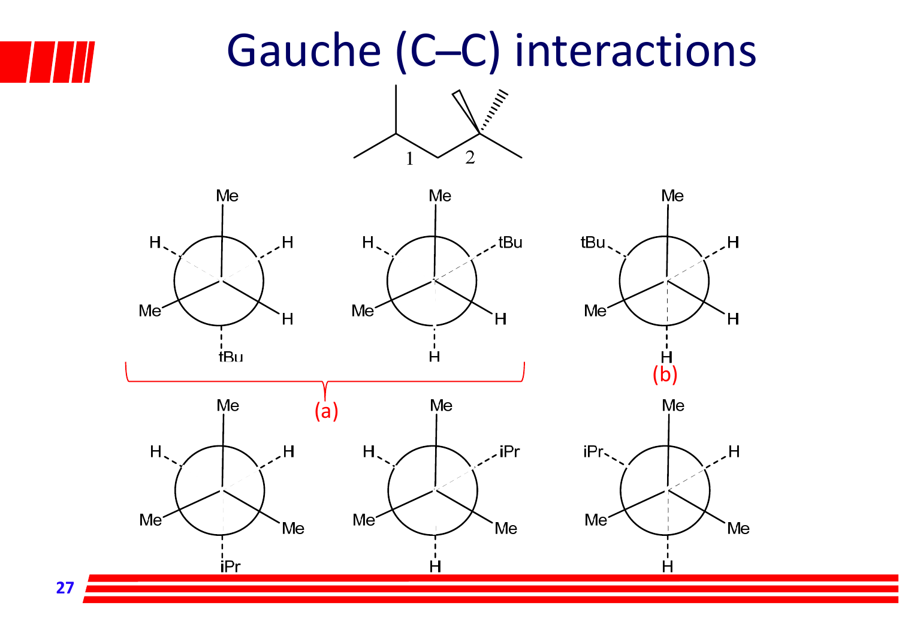# Gauche (C–C) interactions

1 2

Me H H Me H tBu

Me H tBu Me

Me H Me H

H H tBu

(b)

(a)

Me H H Me H iPr

Me Me iPr Me

Me H Me Me

iPr H H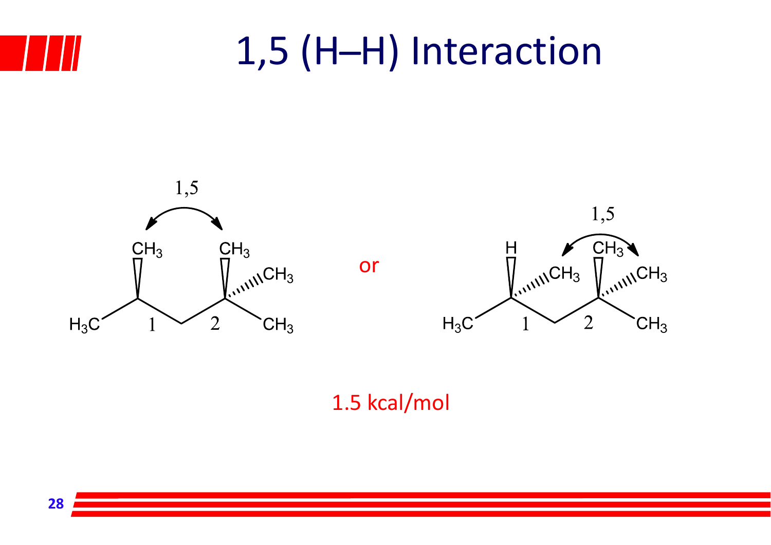# 1,5 (H–H) Interaction

or

1.5 kcal/mol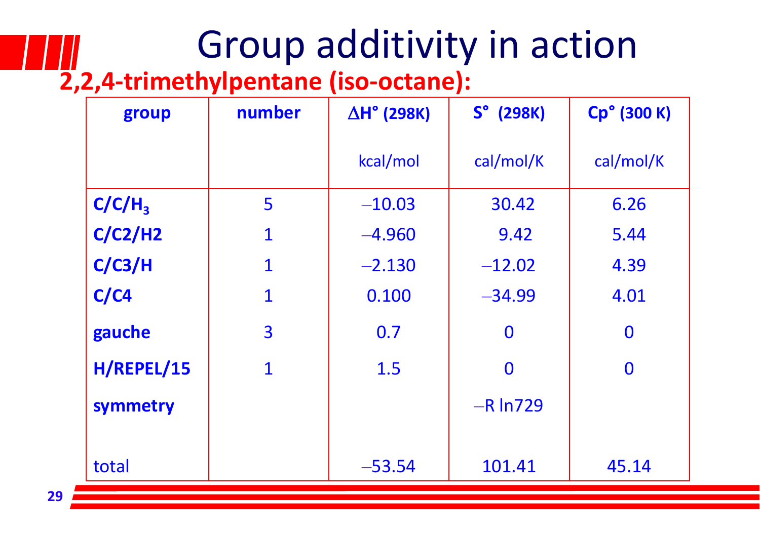# Group additivity in action

## 2,2,4-trimethylpentane (iso-octane):

| group | number | ΔH° (298K) kcal/mol | S° (298K) cal/mol/K | Cp° (300 K) cal/mol/K |
|---|---|---|---|---|
| $C/C/H_3$ | 5 | –10.03 | 30.42 | 6.26 |
| C/C2/H2 | 1 | –4.960 | 9.42 | 5.44 |
| C/C3/H | 1 | –2.130 | –12.02 | 4.39 |
| C/C4 | 1 | 0.100 | –34.99 | 4.01 |
| gauche | 3 | 0.7 | 0 | 0 |
| H/REPEL/15 | 1 | 1.5 | 0 | 0 |
| symmetry | | | $-R \ln 729$ | |
| total | | –53.54 | 101.41 | 45.14 |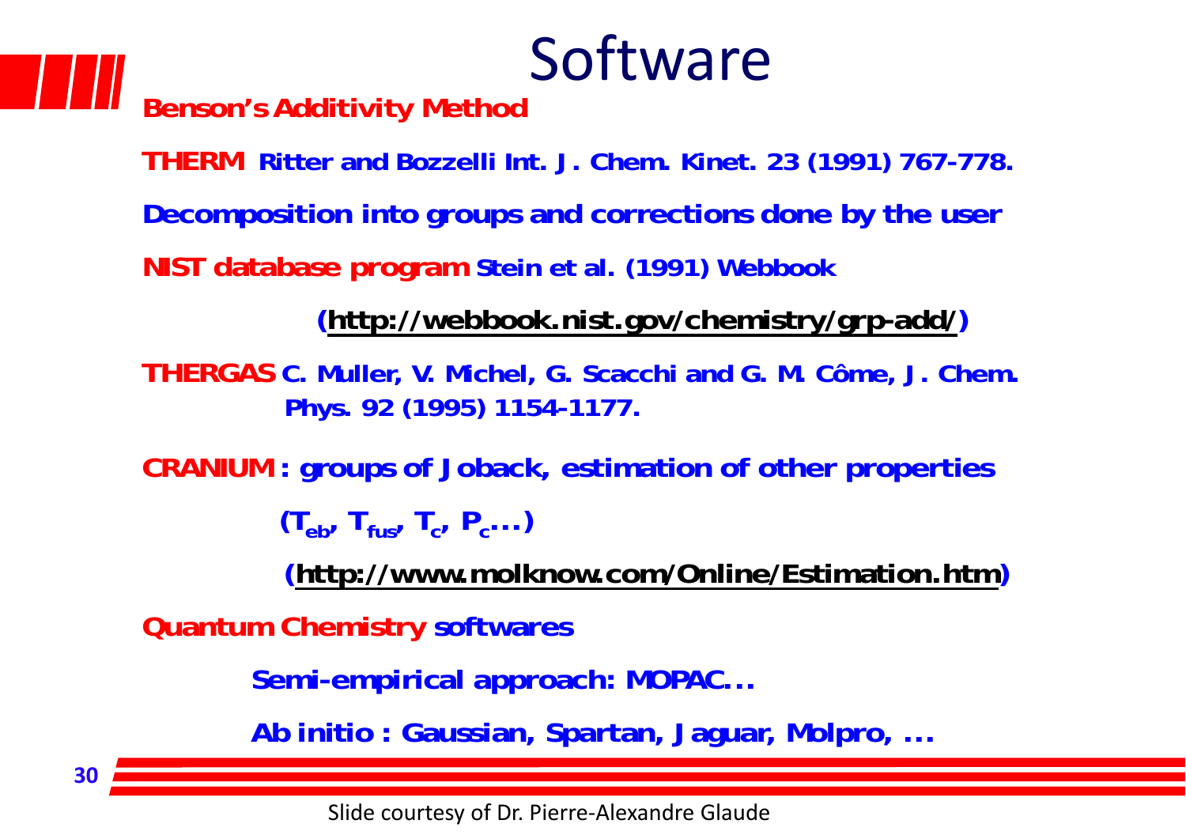# Software

**Benson's Additivity Method**

**THERM** Ritter and Bozzelli Int. J. Chem. Kinet. 23 (1991) 767-778.

Decomposition into groups and corrections done by the user

**NIST database program** Stein et al. (1991) Webbook

(http://webbook.nist.gov/chemistry/grp-add/)

**THERGAS** C. Muller, V. Michel, G. Scacchi and G. M. Côme, J. Chem. Phys. 92 (1995) 1154-1177.

**CRANIUM** : groups of Joback, estimation of other properties

($T_{eb}$, $T_{fus}$, $T_c$, $P_c$....)

(http://www.molknow.com/Online/Estimation.htm)

**Quantum Chemistry** softwares

- Semi-empirical approach: MOPAC…
- Ab initio : Gaussian, Spartan, Jaguar, Molpro, …

Slide courtesy of Dr. Pierre-Alexandre Glaude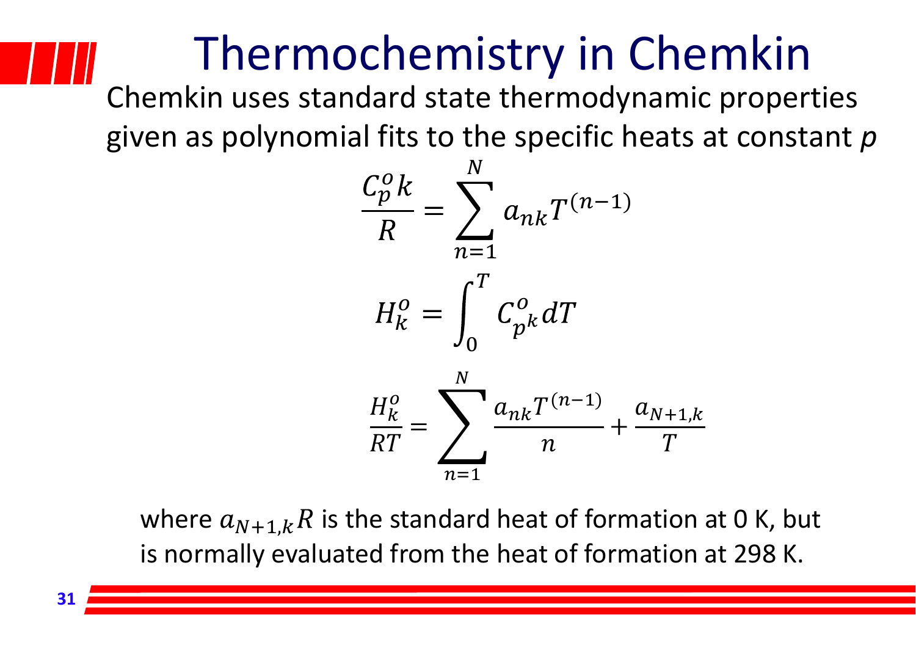# Thermochemistry in Chemkin

Chemkin uses standard state thermodynamic properties given as polynomial fits to the specific heats at constant *p*

$$\frac{C_p^o k}{R} = \sum_{n=1}^{N} a_{nk} T^{(n-1)}$$

$$H_k^o = \int_0^T C_{p^k}^o \, dT$$

$$\frac{H_k^o}{RT} = \sum_{n=1}^{N} \frac{a_{nk} T^{(n-1)}}{n} + \frac{a_{N+1,k}}{T}$$

where $a_{N+1,k} R$ is the standard heat of formation at 0 K, but is normally evaluated from the heat of formation at 298 K.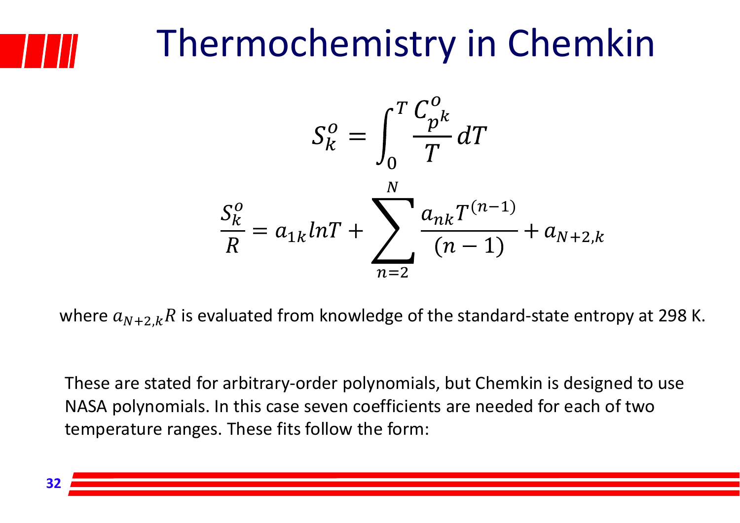# Thermochemistry in Chemkin

$$S_k^o = \int_0^T \frac{C_{p_k}^o}{T} dT$$

$$\frac{S_k^o}{R} = a_{1k} lnT + \sum_{n=2}^{N} \frac{a_{nk} T^{(n-1)}}{(n-1)} + a_{N+2,k}$$

where $a_{N+2,k}R$ is evaluated from knowledge of the standard-state entropy at 298 K.

These are stated for arbitrary-order polynomials, but Chemkin is designed to use NASA polynomials. In this case seven coefficients are needed for each of two temperature ranges. These fits follow the form: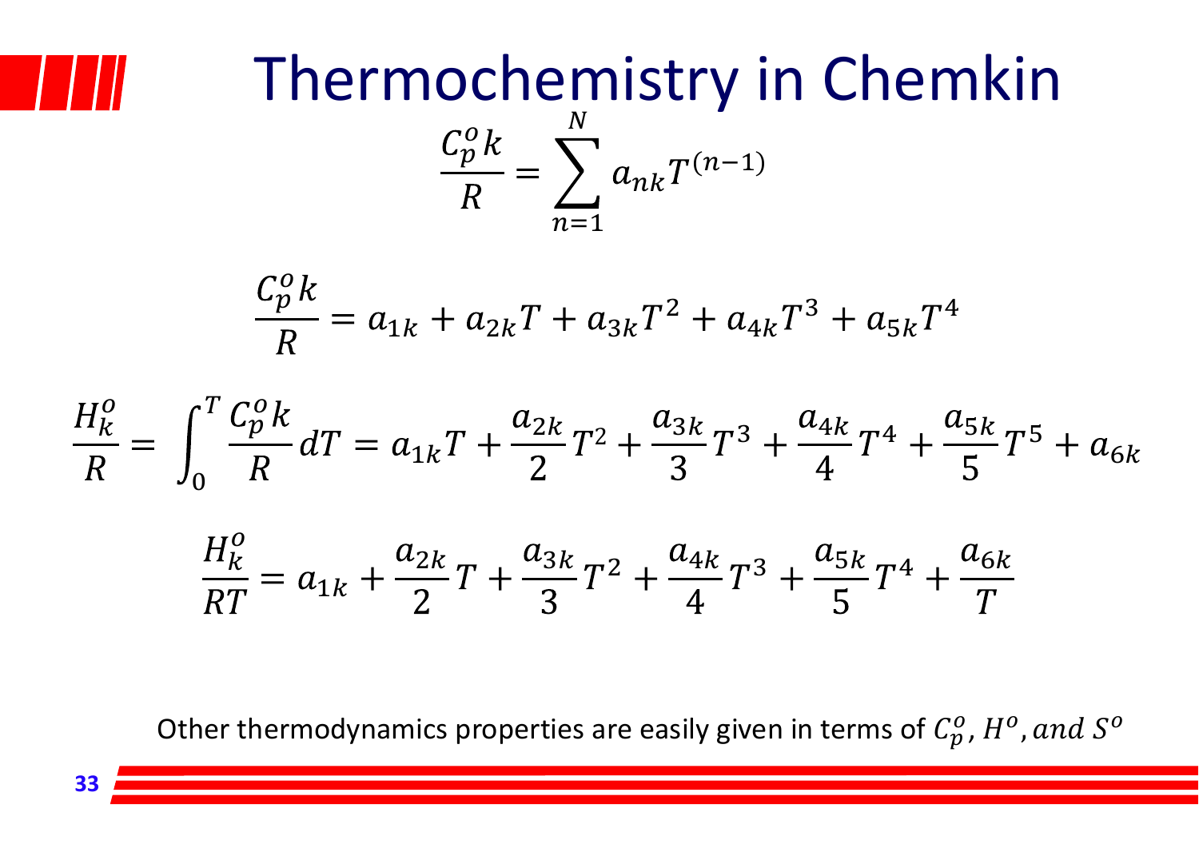# Thermochemistry in Chemkin

$$\frac{C_p^o k}{R} = \sum_{n=1}^{N} a_{nk} T^{(n-1)}$$

$$\frac{C_p^o k}{R} = a_{1k} + a_{2k}T + a_{3k}T^2 + a_{4k}T^3 + a_{5k}T^4$$

$$\frac{H_k^o}{R} = \int_0^T \frac{C_p^o k}{R} dT = a_{1k}T + \frac{a_{2k}}{2}T^2 + \frac{a_{3k}}{3}T^3 + \frac{a_{4k}}{4}T^4 + \frac{a_{5k}}{5}T^5 + a_{6k}$$

$$\frac{H_k^o}{RT} = a_{1k} + \frac{a_{2k}}{2}T + \frac{a_{3k}}{3}T^2 + \frac{a_{4k}}{4}T^3 + \frac{a_{5k}}{5}T^4 + \frac{a_{6k}}{T}$$

Other thermodynamics properties are easily given in terms of $C_p^o, H^o, and\ S^o$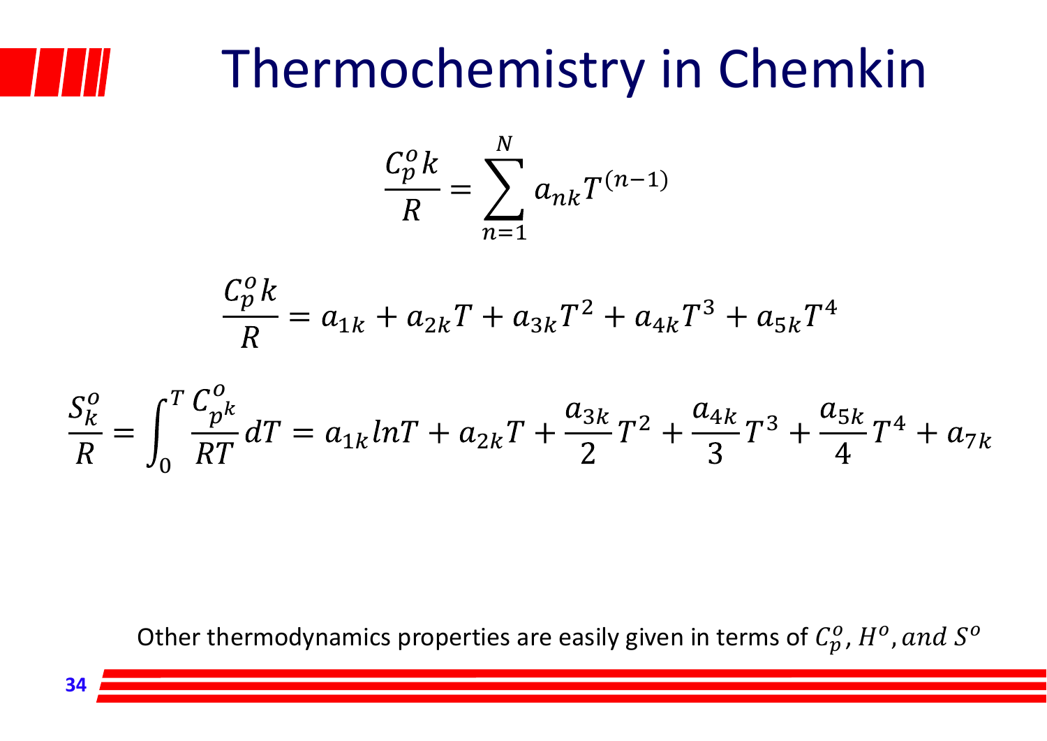# Thermochemistry in Chemkin

$$\frac{C_p^o k}{R} = \sum_{n=1}^{N} a_{nk} T^{(n-1)}$$

$$\frac{C_p^o k}{R} = a_{1k} + a_{2k}T + a_{3k}T^2 + a_{4k}T^3 + a_{5k}T^4$$

$$\frac{S_k^o}{R} = \int_0^T \frac{C_{p^k}^o}{RT} dT = a_{1k} lnT + a_{2k}T + \frac{a_{3k}}{2}T^2 + \frac{a_{4k}}{3}T^3 + \frac{a_{5k}}{4}T^4 + a_{7k}$$

Other thermodynamics properties are easily given in terms of $C_p^o, H^o, and\ S^o$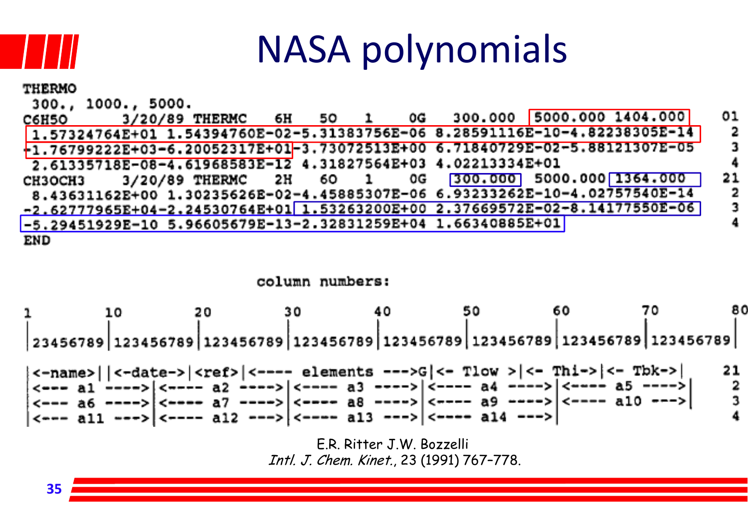# NASA polynomials

```
THERMO
 300.,  1000.,  5000.
C6H5O         3/20/89 THERMC    6H    5O    1     0G    300.000  5000.000 1404.000      01
 1.57324764E+01 1.54394760E-02-5.31383756E-06 8.28591116E-10-4.82238305E-14           2
-1.76799222E+03-6.20052317E+01-3.73072513E+00 6.71840729E-02-5.88121307E-05           3
 2.61335718E-08-4.61968583E-12 4.31827564E+03 4.02213334E+01                          4
CH3OCH3       3/20/89 THERMC    2H    6O    1     0G    300.000  5000.000 1364.000      21
 8.43631162E+00 1.30235626E-02-4.45885307E-06 6.93233262E-10-4.02757540E-14           2
-2.62777965E+04-2.24530764E+01 1.53263200E+00 2.37669572E-02-8.14177550E-06           3
-5.29451929E-10 5.96605679E-13-2.32831259E+04 1.66340885E+01                          4
END
```

column numbers:

```
1        10        20        30        40        50        60        70        80
|23456789|123456789|123456789|123456789|123456789|123456789|123456789|123456789|

|<-name>||<-date->|<ref>|<---- elements --->G|<- Tlow >|<- Thi->|<- Tbk->|      21
|<--- a1 ---->|<---- a2 ---->|<---- a3 ---->|<---- a4 ---->|<---- a5 ---->|      2
|<--- a6 ---->|<---- a7 ---->|<---- a8 ---->|<---- a9 ---->|<---- a10 --->|      3
|<--- a11 --->|<---- a12 --->|<---- a13 --->|<---- a14 --->|                     4
```

E.R. Ritter J.W. Bozzelli
*Intl. J. Chem. Kinet.*, 23 (1991) 767–778.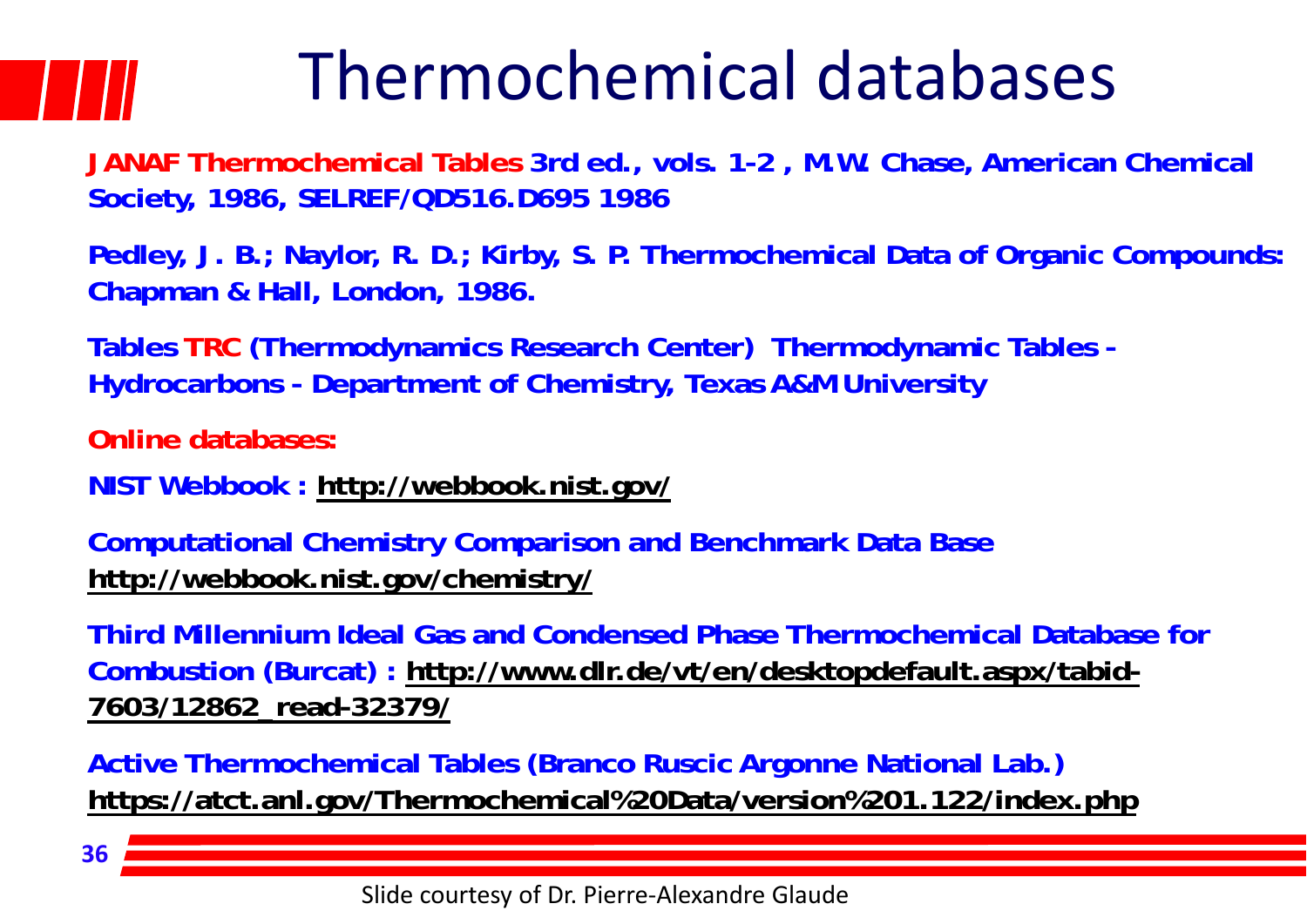# Thermochemical databases

**JANAF Thermochemical Tables 3rd ed., vols. 1-2 , M.W. Chase, American Chemical Society, 1986, SELREF/QD516.D695 1986**

**Pedley, J. B.; Naylor, R. D.; Kirby, S. P. Thermochemical Data of Organic Compounds: Chapman & Hall, London, 1986.**

**Tables TRC (Thermodynamics Research Center) Thermodynamic Tables - Hydrocarbons - Department of Chemistry, Texas A&M University**

**Online databases:**

**NIST Webbook : http://webbook.nist.gov/**

**Computational Chemistry Comparison and Benchmark Data Base http://webbook.nist.gov/chemistry/**

**Third Millennium Ideal Gas and Condensed Phase Thermochemical Database for Combustion (Burcat) : http://www.dlr.de/vt/en/desktopdefault.aspx/tabid-7603/12862_read-32379/**

**Active Thermochemical Tables (Branco Ruscic Argonne National Lab.) https://atct.anl.gov/Thermochemical%20Data/version%201.122/index.php**

Slide courtesy of Dr. Pierre-Alexandre Glaude